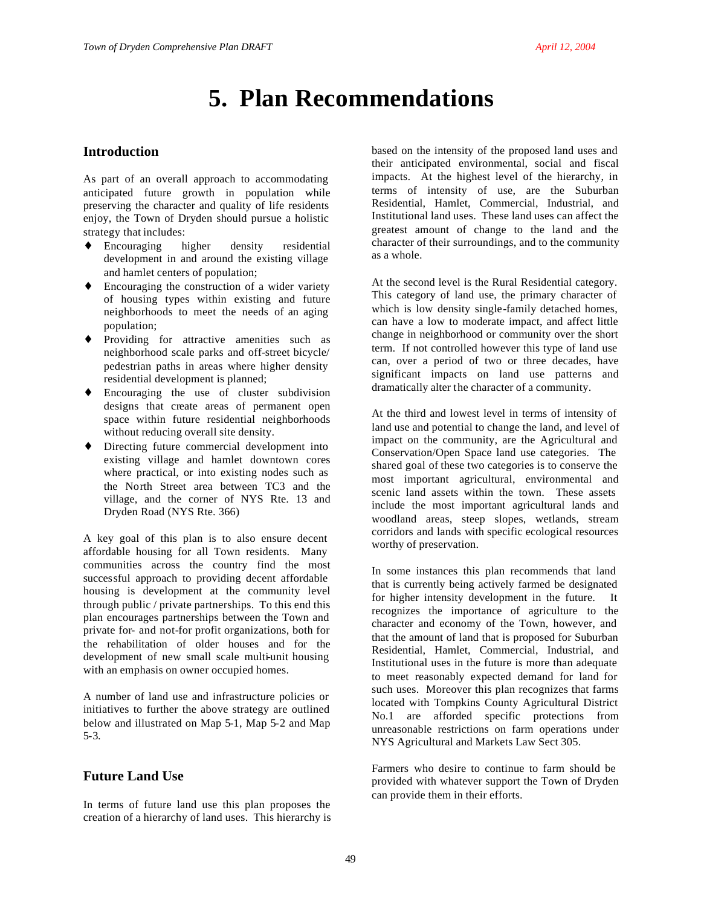# 5. Plan Recommendations

## Introduction

As part of an overall approach to accommodating anticipated future growth in population while preserving the character and quality of life residents enjoy, the Town of Dryden should pursue a holistic strategy that includes:

- Encouraging higher density residential development in and around the existing village and hamlet centers of population;
- Encouraging the construction of a wider variety of housing types within existing and future neighborhoods to meet the needs of an aging population;
- Providing for attractive amenities such as neighborhood scale parks and off-street bicycle/ pedestrian paths in areas where higher density residential development is planned;
- Encouraging the use of cluster subdivision designs that create areas of permanent open space within future residential neighborhoods without reducing overall site density.
- Directing future commercial development into existing village and hamlet downtown cores where practical, or into existing nodes such as the North Street area between TC3 and the village, and the corner of NYS Rte. 13 and Dryden Road (NYS Rte. 366)

A key goal of this plan is to also ensure decent affordable housing for all Town residents. Many communities across the country find the most successful approach to providing decent affordable housing is development at the community level through public / private partnerships. To this end this plan encourages partnerships between the Town and private for- and not-for profit organizations, both for the rehabilitation of older houses and for the development of new small scale multi-unit housing with an emphasis on owner occupied homes.

A number of land use and infrastructure policies or initiatives to further the above strategy are outlined below and illustrated on Map 5-1, Map 5-2 and Map 5-3.

## Future Land Use

In terms of future land use this plan proposes the creation of a hierarchy of land uses. This hierarchy is based on the intensity of the proposed land uses and their anticipated environmental, social and fiscal impacts. At the highest level of the hierarchy, in terms of intensity of use, are the Suburban Residential, Hamlet, Commercial, Industrial, and Institutional land uses. These land uses can affect the greatest amount of change to the land and the character of their surroundings, and to the community as a whole.

At the second level is the Rural Residential category. This category of land use, the primary character of which is low density single-family detached homes, can have a low to moderate impact, and affect little change in neighborhood or community over the short term. If not controlled however this type of land use can, over a period of two or three decades, have significant impacts on land use patterns and dramatically alter the character of a community.

At the third and lowest level in terms of intensity of land use and potential to change the land, and level of impact on the community, are the Agricultural and Conservation/Open Space land use categories. The shared goal of these two categories is to conserve the most important agricultural, environmental and scenic land assets within the town. These assets include the most important agricultural lands and woodland areas, steep slopes, wetlands, stream corridors and lands with specific ecological resources worthy of preservation.

In some instances this plan recommends that land that is currently being actively farmed be designated for higher intensity development in the future. It recognizes the importance of agriculture to the character and economy of the Town, however, and that the amount of land that is proposed for Suburban Residential, Hamlet, Commercial, Industrial, and Institutional uses in the future is more than adequate to meet reasonably expected demand for land for such uses. Moreover this plan recognizes that farms located with Tompkins County Agricultural District No.1 are afforded specific protections from unreasonable restrictions on farm operations under NYS Agricultural and Markets Law Sect 305.

Farmers who desire to continue to farm should be provided with whatever support the Town of Dryden can provide them in their efforts.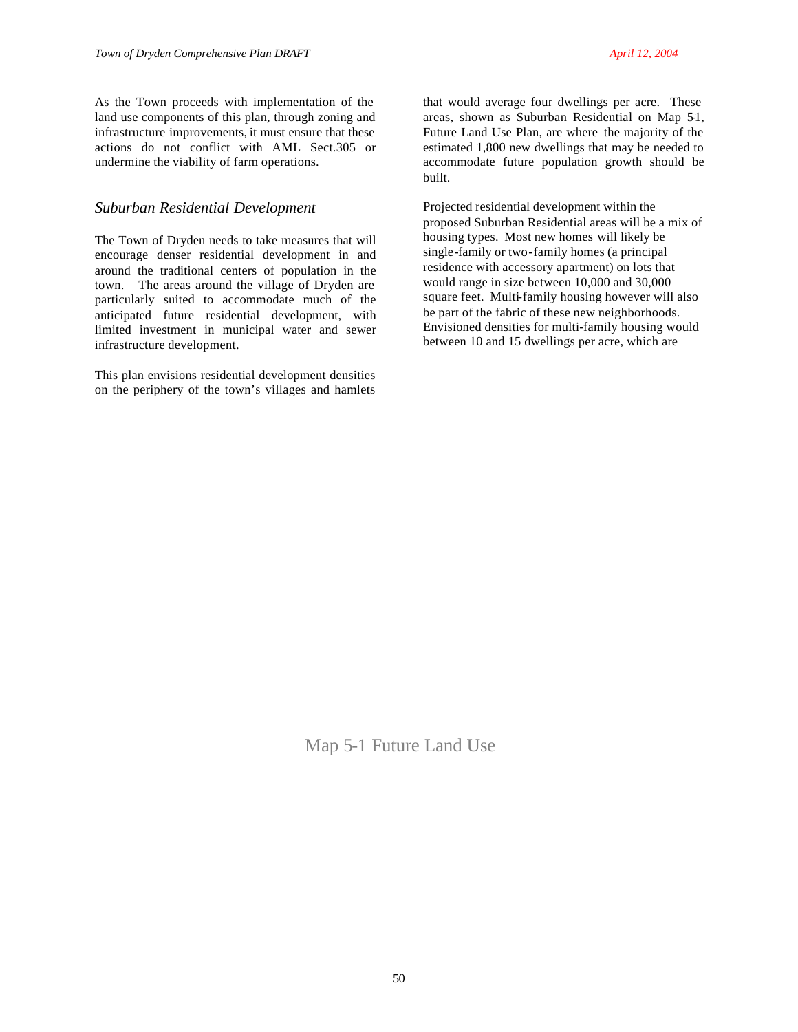As the Town proceeds with implementation of the land use components of this plan, through zoning and infrastructure improvements, it must ensure that these actions do not conflict with AML Sect.305 or undermine the viability of farm operations.

### *Suburban Residential Development*

The Town of Dryden needs to take measures that will encourage denser residential development in and around the traditional centers of population in the town. The areas around the village of Dryden are particularly suited to accommodate much of the anticipated future residential development, with limited investment in municipal water and sewer infrastructure development.

This plan envisions residential development densities on the periphery of the town's villages and hamlets that would average four dwellings per acre. These areas, shown as Suburban Residential on Map 5-1, Future Land Use Plan, are where the majority of the estimated 1,800 new dwellings that may be needed to accommodate future population growth should be built.

Projected residential development within the proposed Suburban Residential areas will be a mix of housing types. Most new homes will likely be single-family or two-family homes (a principal residence with accessory apartment) on lots that would range in size between 10,000 and 30,000 square feet. Multi-family housing however will also be part of the fabric of these new neighborhoods. Envisioned densities for multi-family housing would between 10 and 15 dwellings per acre, which are

Map 5-1 Future Land Use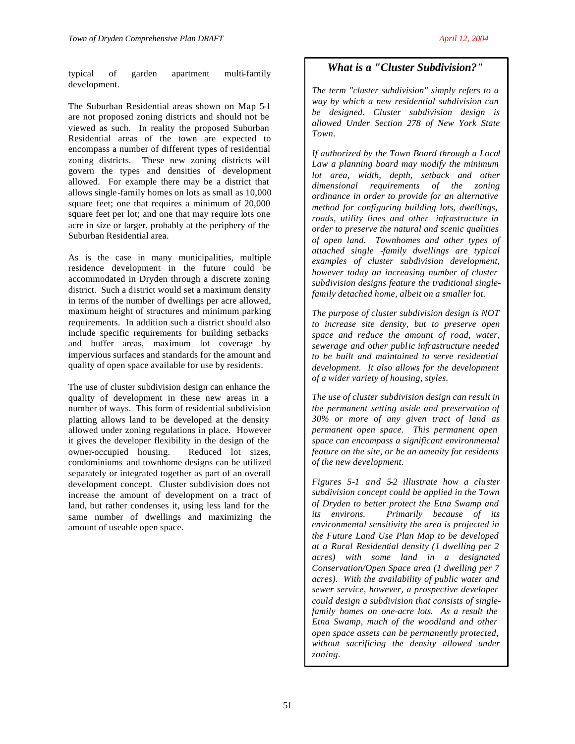typical of garden apartment multi-family development.

The Suburban Residential areas shown on Map 5-1 are not proposed zoning districts and should not be viewed as such. In reality the proposed Suburban Residential areas of the town are expected to encompass a number of different types of residential zoning districts. These new zoning districts will govern the types and densities of development allowed. For example there may be a district that allows single-family homes on lots as small as 10,000 square feet; one that requires a minimum of 20,000 square feet per lot; and one that may require lots one acre in size or larger, probably at the periphery of the Suburban Residential area.

As is the case in many municipalities, multiple residence development in the future could be accommodated in Dryden through a discrete zoning district. Such a district would set a maximum density in terms of the number of dwellings per acre allowed, maximum height of structures and minimum parking requirements. In addition such a district should also include specific requirements for building setbacks and buffer areas, maximum lot coverage by impervious surfaces and standards for the amount and quality of open space available for use by residents.

The use of cluster subdivision design can enhance the quality of development in these new areas in a number of ways. This form of residential subdivision platting allows land to be developed at the density allowed under zoning regulations in place. However it gives the developer flexibility in the design of the owner-occupied housing. Reduced lot sizes, condominiums and townhome designs can be utilized separately or integrated together as part of an overall development concept. Cluster subdivision does not increase the amount of development on a tract of land, but rather condenses it, using less land for the same number of dwellings and maximizing the amount of useable open space.

### *What is a "Cluster Subdivision?"*

*The term "cluster subdivision" simply refers to a way by which a new residential subdivision can be designed. Cluster subdivision design is allowed Under Section 278 of New York State Town.*

*If authorized by the Town Board through a Local Law a planning board may modify the minimum lot area, width, depth, setback and other dimensional requirements of the zoning ordinance in order to provide for an alternative method for configuring building lots, dwellings, roads, utility lines and other infrastructure in order to preserve the natural and scenic qualities of open land. Townhomes and other types of attached single -family dwellings are typical examples of cluster subdivision development, however today an increasing number of cluster subdivision designs feature the traditional single-family detached home, albeit on a smaller lot.*

*The purpose of cluster subdivision design is NOT to increase site density, but to preserve open space and reduce the amount of road, water, sewerage and other public infrastructure needed to be built and maintained to serve residential development. It also allows for the development of a wider variety of housing, styles.*

*The use of cluster subdivision design can result in the permanent setting aside and preservation of 30% or more of any given tract of land as permanent open space. This permanent open space can encompass a significant environmental feature on the site, or be an amenity for residents of the new development.*

*Figures 5-1 and 5-2 illustrate how a cluster subdivision concept could be applied in the Town of Dryden to better protect the Etna Swamp and its environs. Primarily because of its environmental sensitivity the area is projected in the Future Land Use Plan Map to be developed at a Rural Residential density (1 dwelling per 2 acres) with some land in a designated Conservation/Open Space area (1 dwelling per 7 acres). With the availability of public water and sewer service, however, a prospective developer could design a subdivision that consists of single-family homes on one-acre lots. As a result the Etna Swamp, much of the woodland and other open space assets can be permanently protected, without sacrificing the density allowed under zoning.*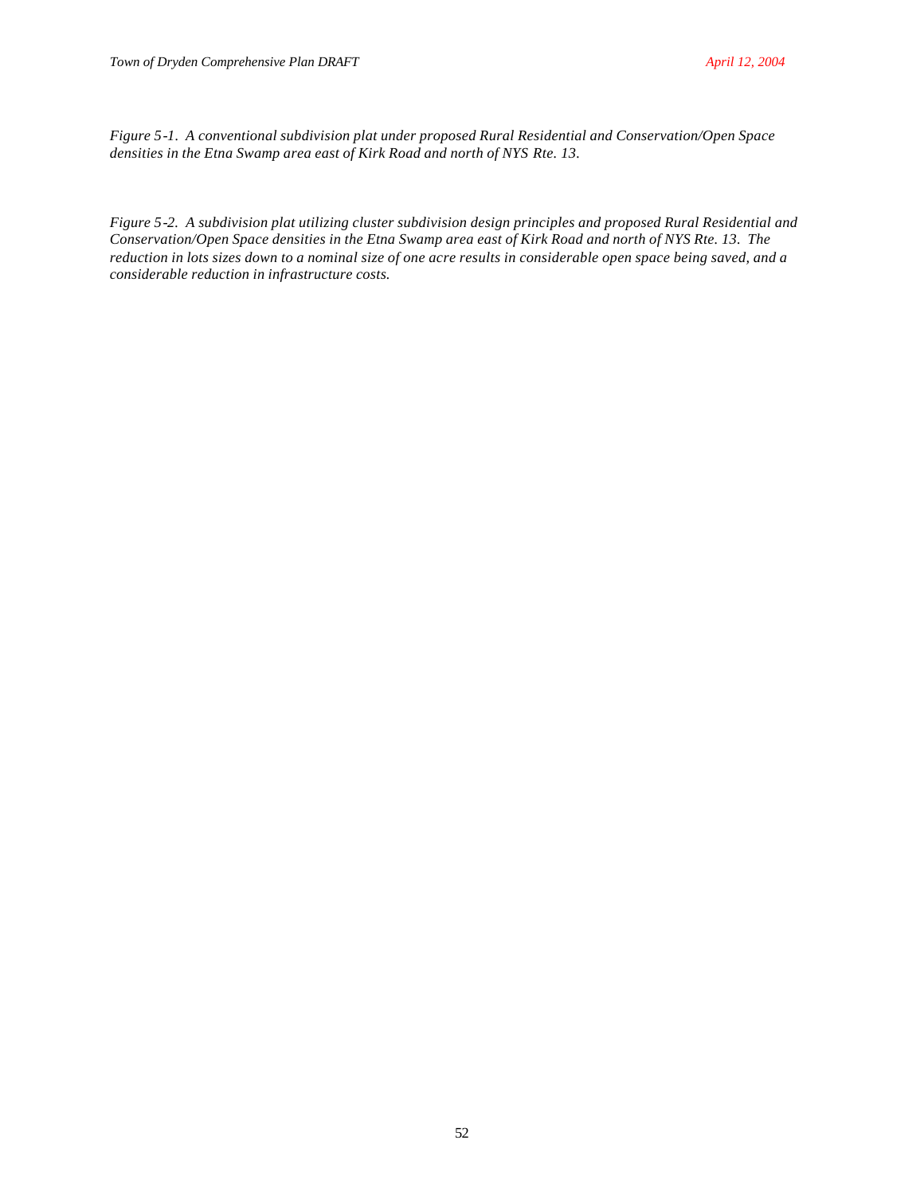*Figure 5-1. A conventional subdivision plat under proposed Rural Residential and Conservation/Open Space densities in the Etna Swamp area east of Kirk Road and north of NYS Rte. 13.*

*Figure 5-2. A subdivision plat utilizing cluster subdivision design principles and proposed Rural Residential and Conservation/Open Space densities in the Etna Swamp area east of Kirk Road and north of NYS Rte. 13. The reduction in lots sizes down to a nominal size of one acre results in considerable open space being saved, and a considerable reduction in infrastructure costs.*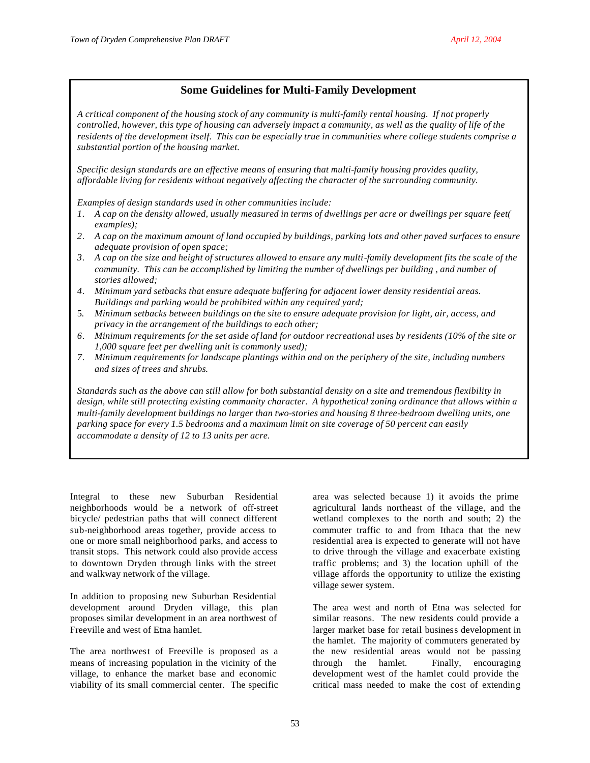## Some Guidelines for Multi-Family Development

*A critical component of the housing stock of any community is multi-family rental housing. If not properly controlled, however, this type of housing can adversely impact a community, as well as the quality of life of the residents of the development itself. This can be especially true in communities where college students comprise a substantial portion of the housing market.*

*Specific design standards are an effective means of ensuring that multi-family housing provides quality, affordable living for residents without negatively affecting the character of the surrounding community.*

*Examples of design standards used in other communities include:*

1. *A cap on the density allowed, usually measured in terms of dwellings per acre or dwellings per square feet( examples);*
2. *A cap on the maximum amount of land occupied by buildings, parking lots and other paved surfaces to ensure adequate provision of open space;*
3. *A cap on the size and height of structures allowed to ensure any multi-family development fits the scale of the community. This can be accomplished by limiting the number of dwellings per building , and number of stories allowed;*
4. *Minimum yard setbacks that ensure adequate buffering for adjacent lower density residential areas. Buildings and parking would be prohibited within any required yard;*
5. *Minimum setbacks between buildings on the site to ensure adequate provision for light, air, access, and privacy in the arrangement of the buildings to each other;*
6. *Minimum requirements for the set aside of land for outdoor recreational uses by residents (10% of the site or 1,000 square feet per dwelling unit is commonly used);*
7. *Minimum requirements for landscape plantings within and on the periphery of the site, including numbers and sizes of trees and shrubs.*

*Standards such as the above can still allow for both substantial density on a site and tremendous flexibility in design, while still protecting existing community character. A hypothetical zoning ordinance that allows within a multi-family development buildings no larger than two-stories and housing 8 three-bedroom dwelling units, one parking space for every 1.5 bedrooms and a maximum limit on site coverage of 50 percent can easily accommodate a density of 12 to 13 units per acre.*

Integral to these new Suburban Residential neighborhoods would be a network of off-street bicycle/ pedestrian paths that will connect different sub-neighborhood areas together, provide access to one or more small neighborhood parks, and access to transit stops. This network could also provide access to downtown Dryden through links with the street and walkway network of the village.

In addition to proposing new Suburban Residential development around Dryden village, this plan proposes similar development in an area northwest of Freeville and west of Etna hamlet.

The area northwest of Freeville is proposed as a means of increasing population in the vicinity of the village, to enhance the market base and economic viability of its small commercial center. The specific area was selected because 1) it avoids the prime agricultural lands northeast of the village, and the wetland complexes to the north and south; 2) the commuter traffic to and from Ithaca that the new residential area is expected to generate will not have to drive through the village and exacerbate existing traffic problems; and 3) the location uphill of the village affords the opportunity to utilize the existing village sewer system.

The area west and north of Etna was selected for similar reasons. The new residents could provide a larger market base for retail business development in the hamlet. The majority of commuters generated by the new residential areas would not be passing through the hamlet. Finally, encouraging development west of the hamlet could provide the critical mass needed to make the cost of extending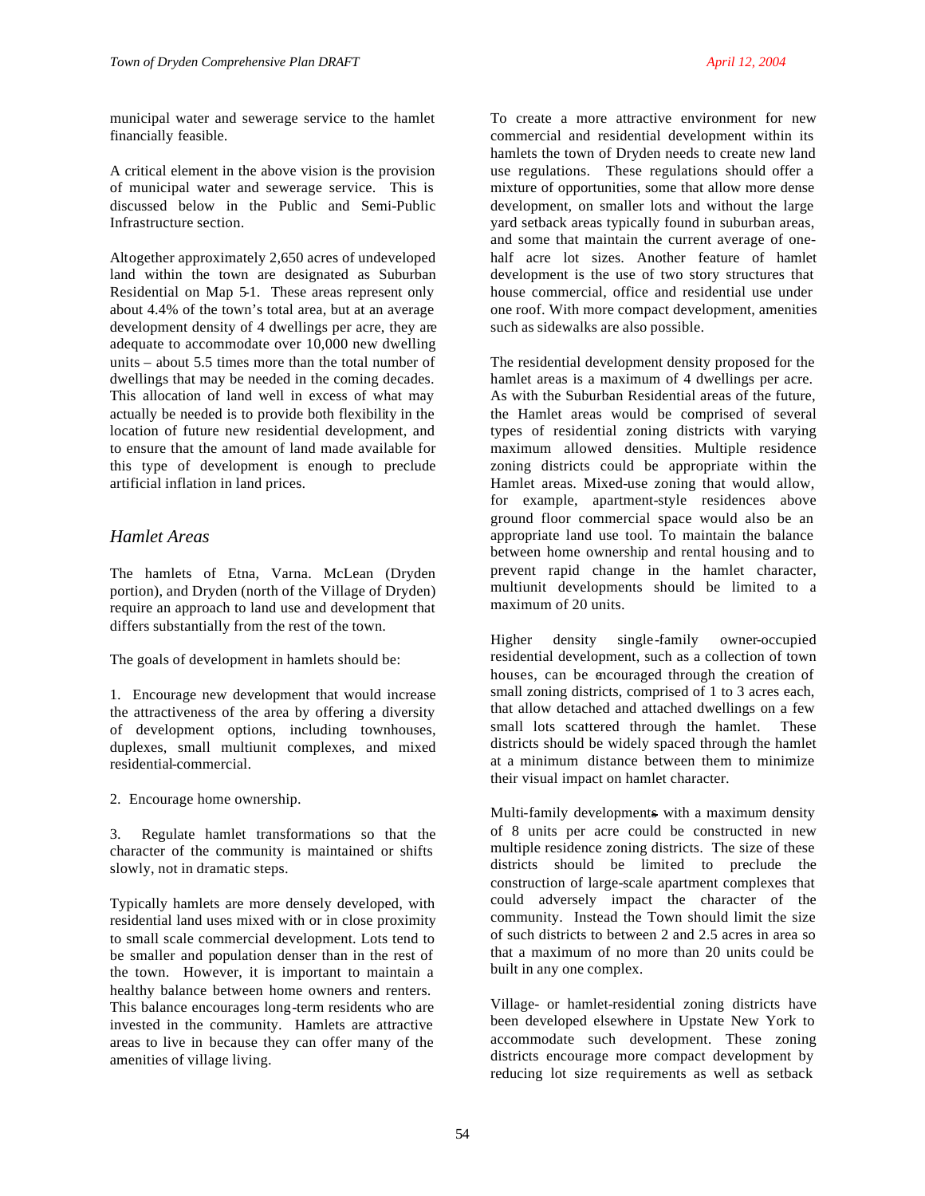municipal water and sewerage service to the hamlet financially feasible.

A critical element in the above vision is the provision of municipal water and sewerage service. This is discussed below in the Public and Semi-Public Infrastructure section.

Altogether approximately 2,650 acres of undeveloped land within the town are designated as Suburban Residential on Map 5-1. These areas represent only about 4.4% of the town's total area, but at an average development density of 4 dwellings per acre, they are adequate to accommodate over 10,000 new dwelling units – about 5.5 times more than the total number of dwellings that may be needed in the coming decades. This allocation of land well in excess of what may actually be needed is to provide both flexibility in the location of future new residential development, and to ensure that the amount of land made available for this type of development is enough to preclude artificial inflation in land prices.

### *Hamlet Areas*

The hamlets of Etna, Varna. McLean (Dryden portion), and Dryden (north of the Village of Dryden) require an approach to land use and development that differs substantially from the rest of the town.

The goals of development in hamlets should be:

1. Encourage new development that would increase the attractiveness of the area by offering a diversity of development options, including townhouses, duplexes, small multiunit complexes, and mixed residential-commercial.

2. Encourage home ownership.

3. Regulate hamlet transformations so that the character of the community is maintained or shifts slowly, not in dramatic steps.

Typically hamlets are more densely developed, with residential land uses mixed with or in close proximity to small scale commercial development. Lots tend to be smaller and population denser than in the rest of the town. However, it is important to maintain a healthy balance between home owners and renters. This balance encourages long-term residents who are invested in the community. Hamlets are attractive areas to live in because they can offer many of the amenities of village living.

To create a more attractive environment for new commercial and residential development within its hamlets the town of Dryden needs to create new land use regulations. These regulations should offer a mixture of opportunities, some that allow more dense development, on smaller lots and without the large yard setback areas typically found in suburban areas, and some that maintain the current average of one-half acre lot sizes. Another feature of hamlet development is the use of two story structures that house commercial, office and residential use under one roof. With more compact development, amenities such as sidewalks are also possible.

The residential development density proposed for the hamlet areas is a maximum of 4 dwellings per acre. As with the Suburban Residential areas of the future, the Hamlet areas would be comprised of several types of residential zoning districts with varying maximum allowed densities. Multiple residence zoning districts could be appropriate within the Hamlet areas. Mixed-use zoning that would allow, for example, apartment-style residences above ground floor commercial space would also be an appropriate land use tool. To maintain the balance between home ownership and rental housing and to prevent rapid change in the hamlet character, multiunit developments should be limited to a maximum of 20 units.

Higher density single-family owner-occupied residential development, such as a collection of town houses, can be encouraged through the creation of small zoning districts, comprised of 1 to 3 acres each, that allow detached and attached dwellings on a few small lots scattered through the hamlet. These districts should be widely spaced through the hamlet at a minimum distance between them to minimize their visual impact on hamlet character.

Multi-family developments with a maximum density of 8 units per acre could be constructed in new multiple residence zoning districts. The size of these districts should be limited to preclude the construction of large-scale apartment complexes that could adversely impact the character of the community. Instead the Town should limit the size of such districts to between 2 and 2.5 acres in area so that a maximum of no more than 20 units could be built in any one complex.

Village- or hamlet-residential zoning districts have been developed elsewhere in Upstate New York to accommodate such development. These zoning districts encourage more compact development by reducing lot size requirements as well as setback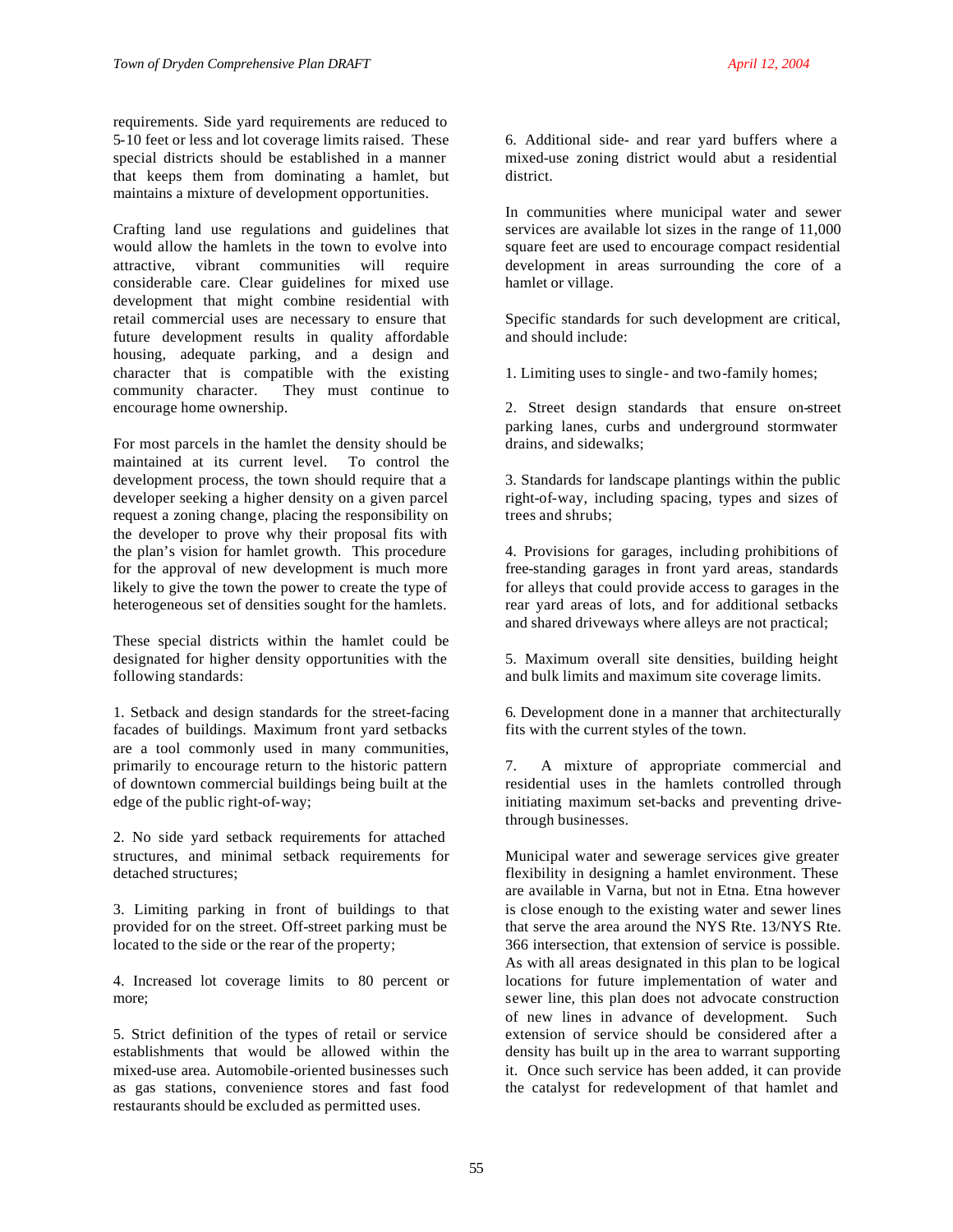requirements. Side yard requirements are reduced to 5-10 feet or less and lot coverage limits raised. These special districts should be established in a manner that keeps them from dominating a hamlet, but maintains a mixture of development opportunities.

Crafting land use regulations and guidelines that would allow the hamlets in the town to evolve into attractive, vibrant communities will require considerable care. Clear guidelines for mixed use development that might combine residential with retail commercial uses are necessary to ensure that future development results in quality affordable housing, adequate parking, and a design and character that is compatible with the existing community character. They must continue to encourage home ownership.

For most parcels in the hamlet the density should be maintained at its current level. To control the development process, the town should require that a developer seeking a higher density on a given parcel request a zoning change, placing the responsibility on the developer to prove why their proposal fits with the plan's vision for hamlet growth. This procedure for the approval of new development is much more likely to give the town the power to create the type of heterogeneous set of densities sought for the hamlets.

These special districts within the hamlet could be designated for higher density opportunities with the following standards:

1. Setback and design standards for the street-facing facades of buildings. Maximum front yard setbacks are a tool commonly used in many communities, primarily to encourage return to the historic pattern of downtown commercial buildings being built at the edge of the public right-of-way;

2. No side yard setback requirements for attached structures, and minimal setback requirements for detached structures;

3. Limiting parking in front of buildings to that provided for on the street. Off-street parking must be located to the side or the rear of the property;

4. Increased lot coverage limits to 80 percent or more;

5. Strict definition of the types of retail or service establishments that would be allowed within the mixed-use area. Automobile-oriented businesses such as gas stations, convenience stores and fast food restaurants should be excluded as permitted uses.

6. Additional side- and rear yard buffers where a mixed-use zoning district would abut a residential district.

In communities where municipal water and sewer services are available lot sizes in the range of 11,000 square feet are used to encourage compact residential development in areas surrounding the core of a hamlet or village.

Specific standards for such development are critical, and should include:

1. Limiting uses to single- and two-family homes;

2. Street design standards that ensure on-street parking lanes, curbs and underground stormwater drains, and sidewalks;

3. Standards for landscape plantings within the public right-of-way, including spacing, types and sizes of trees and shrubs;

4. Provisions for garages, including prohibitions of free-standing garages in front yard areas, standards for alleys that could provide access to garages in the rear yard areas of lots, and for additional setbacks and shared driveways where alleys are not practical;

5. Maximum overall site densities, building height and bulk limits and maximum site coverage limits.

6. Development done in a manner that architecturally fits with the current styles of the town.

7. A mixture of appropriate commercial and residential uses in the hamlets controlled through initiating maximum set-backs and preventing drive-through businesses.

Municipal water and sewerage services give greater flexibility in designing a hamlet environment. These are available in Varna, but not in Etna. Etna however is close enough to the existing water and sewer lines that serve the area around the NYS Rte. 13/NYS Rte. 366 intersection, that extension of service is possible. As with all areas designated in this plan to be logical locations for future implementation of water and sewer line, this plan does not advocate construction of new lines in advance of development. Such extension of service should be considered after a density has built up in the area to warrant supporting it. Once such service has been added, it can provide the catalyst for redevelopment of that hamlet and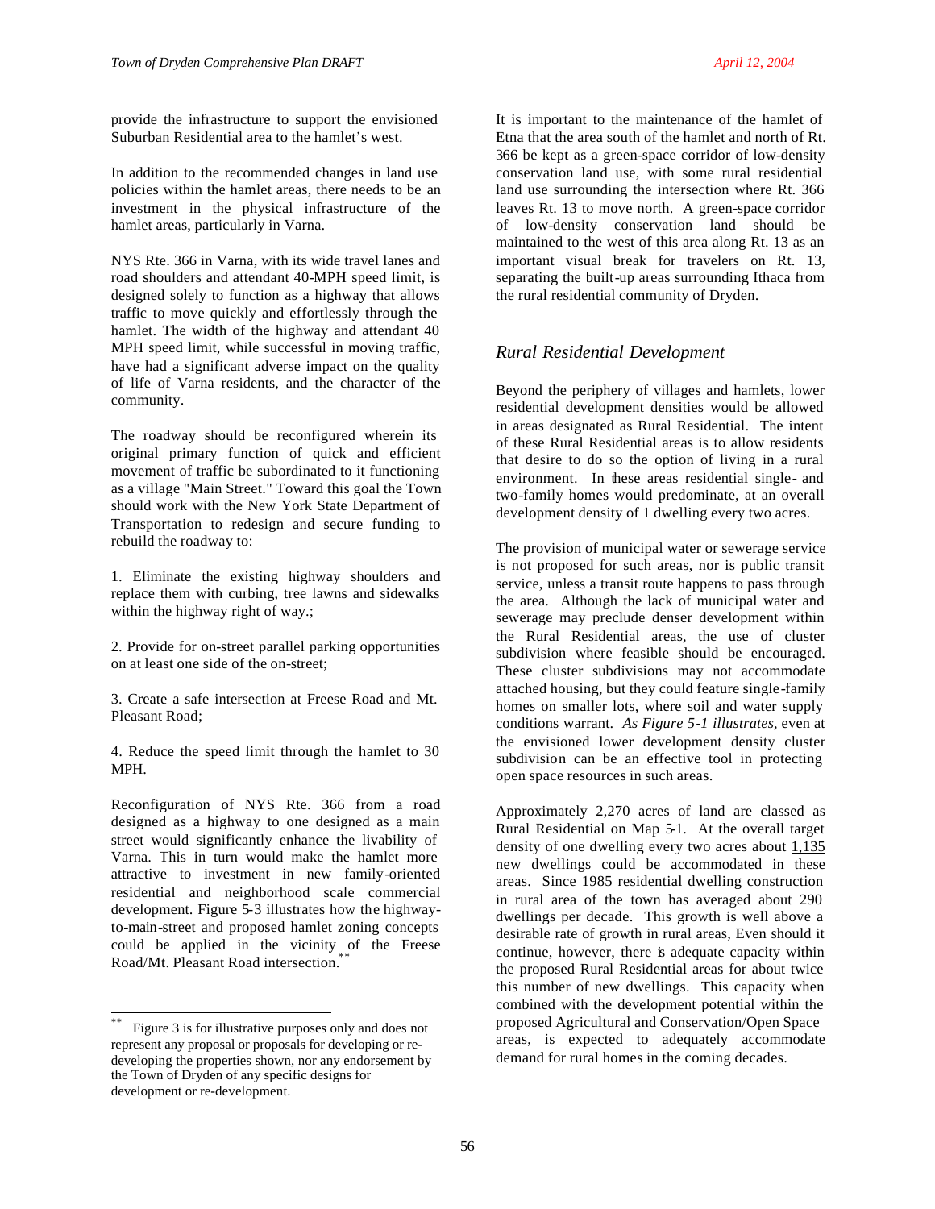provide the infrastructure to support the envisioned Suburban Residential area to the hamlet's west.

In addition to the recommended changes in land use policies within the hamlet areas, there needs to be an investment in the physical infrastructure of the hamlet areas, particularly in Varna.

NYS Rte. 366 in Varna, with its wide travel lanes and road shoulders and attendant 40-MPH speed limit, is designed solely to function as a highway that allows traffic to move quickly and effortlessly through the hamlet. The width of the highway and attendant 40 MPH speed limit, while successful in moving traffic, have had a significant adverse impact on the quality of life of Varna residents, and the character of the community.

The roadway should be reconfigured wherein its original primary function of quick and efficient movement of traffic be subordinated to it functioning as a village "Main Street." Toward this goal the Town should work with the New York State Department of Transportation to redesign and secure funding to rebuild the roadway to:

1. Eliminate the existing highway shoulders and replace them with curbing, tree lawns and sidewalks within the highway right of way.;

2. Provide for on-street parallel parking opportunities on at least one side of the on-street;

3. Create a safe intersection at Freese Road and Mt. Pleasant Road;

4. Reduce the speed limit through the hamlet to 30 MPH.

Reconfiguration of NYS Rte. 366 from a road designed as a highway to one designed as a main street would significantly enhance the livability of Varna. This in turn would make the hamlet more attractive to investment in new family-oriented residential and neighborhood scale commercial development. Figure 5-3 illustrates how the highway-to-main-street and proposed hamlet zoning concepts could be applied in the vicinity of the Freese Road/Mt. Pleasant Road intersection.[**]

It is important to the maintenance of the hamlet of Etna that the area south of the hamlet and north of Rt. 366 be kept as a green-space corridor of low-density conservation land use, with some rural residential land use surrounding the intersection where Rt. 366 leaves Rt. 13 to move north. A green-space corridor of low-density conservation land should be maintained to the west of this area along Rt. 13 as an important visual break for travelers on Rt. 13, separating the built-up areas surrounding Ithaca from the rural residential community of Dryden.

## *Rural Residential Development*

Beyond the periphery of villages and hamlets, lower residential development densities would be allowed in areas designated as Rural Residential. The intent of these Rural Residential areas is to allow residents that desire to do so the option of living in a rural environment. In these areas residential single- and two-family homes would predominate, at an overall development density of 1 dwelling every two acres.

The provision of municipal water or sewerage service is not proposed for such areas, nor is public transit service, unless a transit route happens to pass through the area. Although the lack of municipal water and sewerage may preclude denser development within the Rural Residential areas, the use of cluster subdivision where feasible should be encouraged. These cluster subdivisions may not accommodate attached housing, but they could feature single-family homes on smaller lots, where soil and water supply conditions warrant. *As Figure 5-1 illustrates*, even at the envisioned lower development density cluster subdivision can be an effective tool in protecting open space resources in such areas.

Approximately 2,270 acres of land are classed as Rural Residential on Map 5-1. At the overall target density of one dwelling every two acres about 1,135 new dwellings could be accommodated in these areas. Since 1985 residential dwelling construction in rural area of the town has averaged about 290 dwellings per decade. This growth is well above a desirable rate of growth in rural areas, Even should it continue, however, there is adequate capacity within the proposed Rural Residential areas for about twice this number of new dwellings. This capacity when combined with the development potential within the proposed Agricultural and Conservation/Open Space areas, is expected to adequately accommodate demand for rural homes in the coming decades.

[**] Figure 3 is for illustrative purposes only and does not represent any proposal or proposals for developing or re-developing the properties shown, nor any endorsement by the Town of Dryden of any specific designs for development or re-development.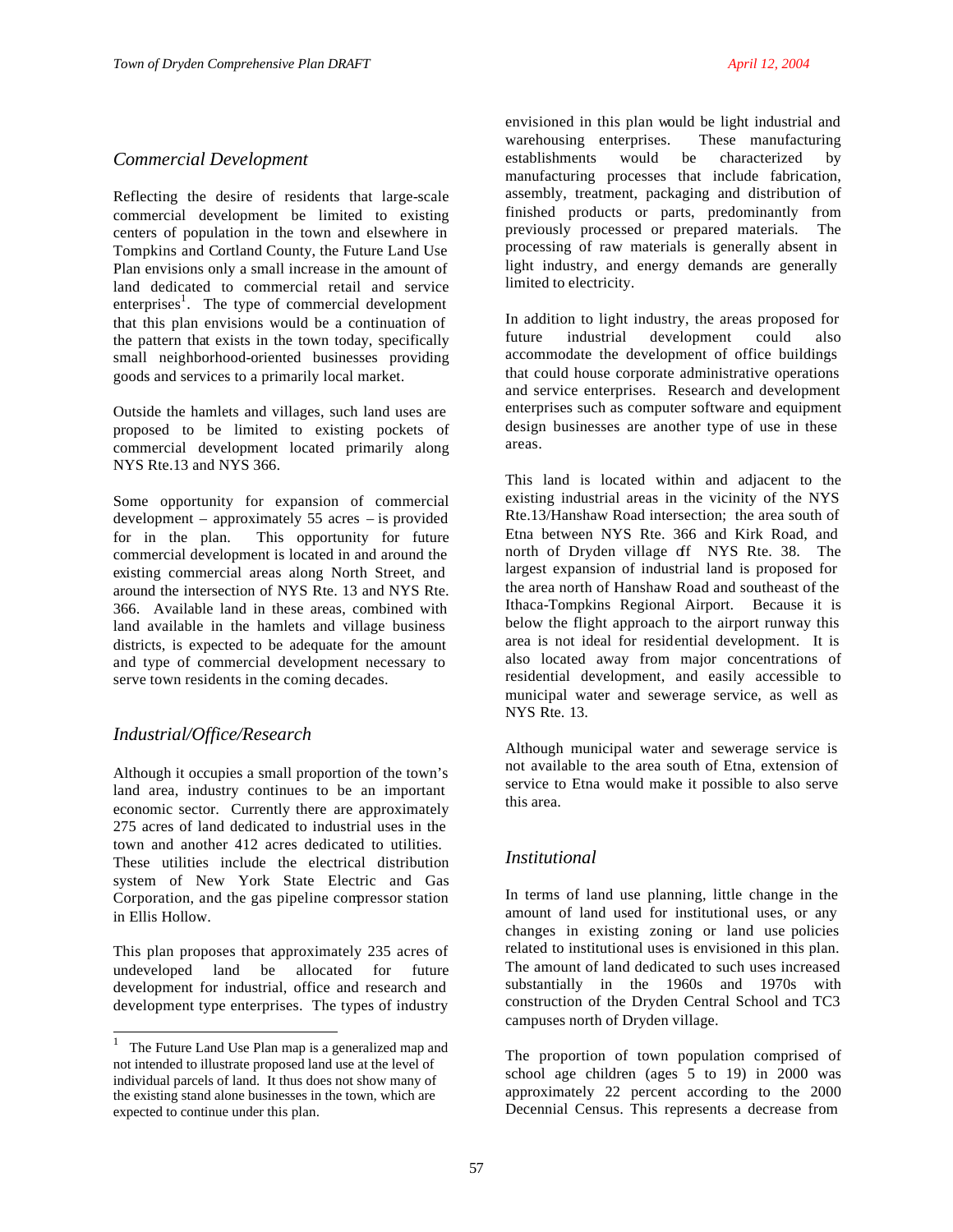## *Commercial Development*

Reflecting the desire of residents that large-scale commercial development be limited to existing centers of population in the town and elsewhere in Tompkins and Cortland County, the Future Land Use Plan envisions only a small increase in the amount of land dedicated to commercial retail and service enterprises[1]. The type of commercial development that this plan envisions would be a continuation of the pattern that exists in the town today, specifically small neighborhood-oriented businesses providing goods and services to a primarily local market.

Outside the hamlets and villages, such land uses are proposed to be limited to existing pockets of commercial development located primarily along NYS Rte.13 and NYS 366.

Some opportunity for expansion of commercial development – approximately 55 acres – is provided for in the plan. This opportunity for future commercial development is located in and around the existing commercial areas along North Street, and around the intersection of NYS Rte. 13 and NYS Rte. 366. Available land in these areas, combined with land available in the hamlets and village business districts, is expected to be adequate for the amount and type of commercial development necessary to serve town residents in the coming decades.

## *Industrial/Office/Research*

Although it occupies a small proportion of the town's land area, industry continues to be an important economic sector. Currently there are approximately 275 acres of land dedicated to industrial uses in the town and another 412 acres dedicated to utilities. These utilities include the electrical distribution system of New York State Electric and Gas Corporation, and the gas pipeline compressor station in Ellis Hollow.

This plan proposes that approximately 235 acres of undeveloped land be allocated for future development for industrial, office and research and development type enterprises. The types of industry envisioned in this plan would be light industrial and warehousing enterprises. These manufacturing establishments would be characterized by manufacturing processes that include fabrication, assembly, treatment, packaging and distribution of finished products or parts, predominantly from previously processed or prepared materials. The processing of raw materials is generally absent in light industry, and energy demands are generally limited to electricity.

In addition to light industry, the areas proposed for future industrial development could also accommodate the development of office buildings that could house corporate administrative operations and service enterprises. Research and development enterprises such as computer software and equipment design businesses are another type of use in these areas.

This land is located within and adjacent to the existing industrial areas in the vicinity of the NYS Rte.13/Hanshaw Road intersection; the area south of Etna between NYS Rte. 366 and Kirk Road, and north of Dryden village off NYS Rte. 38. The largest expansion of industrial land is proposed for the area north of Hanshaw Road and southeast of the Ithaca-Tompkins Regional Airport. Because it is below the flight approach to the airport runway this area is not ideal for residential development. It is also located away from major concentrations of residential development, and easily accessible to municipal water and sewerage service, as well as NYS Rte. 13.

Although municipal water and sewerage service is not available to the area south of Etna, extension of service to Etna would make it possible to also serve this area.

## *Institutional*

In terms of land use planning, little change in the amount of land used for institutional uses, or any changes in existing zoning or land use policies related to institutional uses is envisioned in this plan. The amount of land dedicated to such uses increased substantially in the 1960s and 1970s with construction of the Dryden Central School and TC3 campuses north of Dryden village.

The proportion of town population comprised of school age children (ages 5 to 19) in 2000 was approximately 22 percent according to the 2000 Decennial Census. This represents a decrease from

---

[1] The Future Land Use Plan map is a generalized map and not intended to illustrate proposed land use at the level of individual parcels of land. It thus does not show many of the existing stand alone businesses in the town, which are expected to continue under this plan.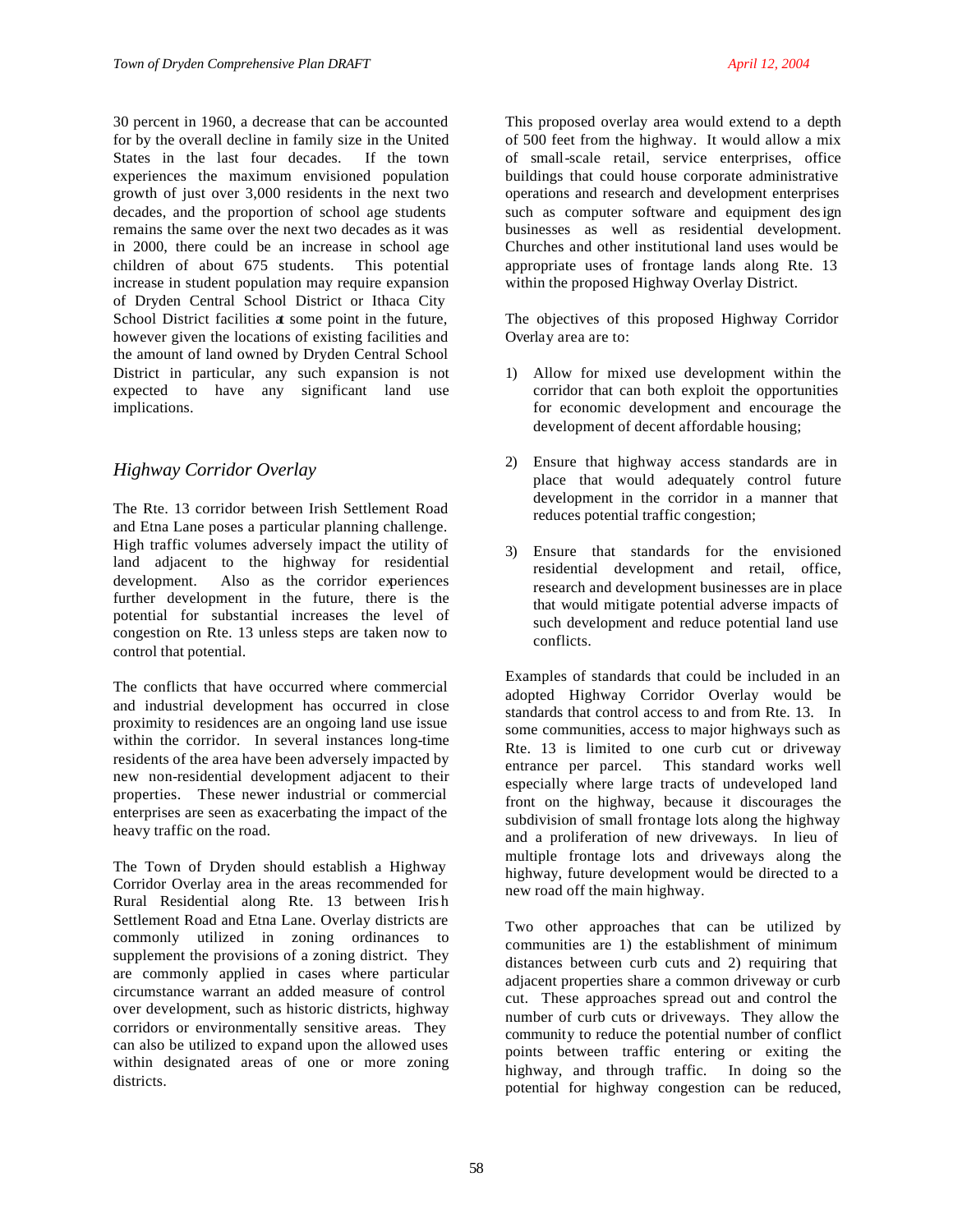30 percent in 1960, a decrease that can be accounted for by the overall decline in family size in the United States in the last four decades. If the town experiences the maximum envisioned population growth of just over 3,000 residents in the next two decades, and the proportion of school age students remains the same over the next two decades as it was in 2000, there could be an increase in school age children of about 675 students. This potential increase in student population may require expansion of Dryden Central School District or Ithaca City School District facilities at some point in the future, however given the locations of existing facilities and the amount of land owned by Dryden Central School District in particular, any such expansion is not expected to have any significant land use implications.

## *Highway Corridor Overlay*

The Rte. 13 corridor between Irish Settlement Road and Etna Lane poses a particular planning challenge. High traffic volumes adversely impact the utility of land adjacent to the highway for residential development. Also as the corridor experiences further development in the future, there is the potential for substantial increases the level of congestion on Rte. 13 unless steps are taken now to control that potential.

The conflicts that have occurred where commercial and industrial development has occurred in close proximity to residences are an ongoing land use issue within the corridor. In several instances long-time residents of the area have been adversely impacted by new non-residential development adjacent to their properties. These newer industrial or commercial enterprises are seen as exacerbating the impact of the heavy traffic on the road.

The Town of Dryden should establish a Highway Corridor Overlay area in the areas recommended for Rural Residential along Rte. 13 between Irish Settlement Road and Etna Lane. Overlay districts are commonly utilized in zoning ordinances to supplement the provisions of a zoning district. They are commonly applied in cases where particular circumstance warrant an added measure of control over development, such as historic districts, highway corridors or environmentally sensitive areas. They can also be utilized to expand upon the allowed uses within designated areas of one or more zoning districts.

This proposed overlay area would extend to a depth of 500 feet from the highway. It would allow a mix of small-scale retail, service enterprises, office buildings that could house corporate administrative operations and research and development enterprises such as computer software and equipment design businesses as well as residential development. Churches and other institutional land uses would be appropriate uses of frontage lands along Rte. 13 within the proposed Highway Overlay District.

The objectives of this proposed Highway Corridor Overlay area are to:

1) Allow for mixed use development within the corridor that can both exploit the opportunities for economic development and encourage the development of decent affordable housing;

2) Ensure that highway access standards are in place that would adequately control future development in the corridor in a manner that reduces potential traffic congestion;

3) Ensure that standards for the envisioned residential development and retail, office, research and development businesses are in place that would mitigate potential adverse impacts of such development and reduce potential land use conflicts.

Examples of standards that could be included in an adopted Highway Corridor Overlay would be standards that control access to and from Rte. 13. In some communities, access to major highways such as Rte. 13 is limited to one curb cut or driveway entrance per parcel. This standard works well especially where large tracts of undeveloped land front on the highway, because it discourages the subdivision of small frontage lots along the highway and a proliferation of new driveways. In lieu of multiple frontage lots and driveways along the highway, future development would be directed to a new road off the main highway.

Two other approaches that can be utilized by communities are 1) the establishment of minimum distances between curb cuts and 2) requiring that adjacent properties share a common driveway or curb cut. These approaches spread out and control the number of curb cuts or driveways. They allow the community to reduce the potential number of conflict points between traffic entering or exiting the highway, and through traffic. In doing so the potential for highway congestion can be reduced,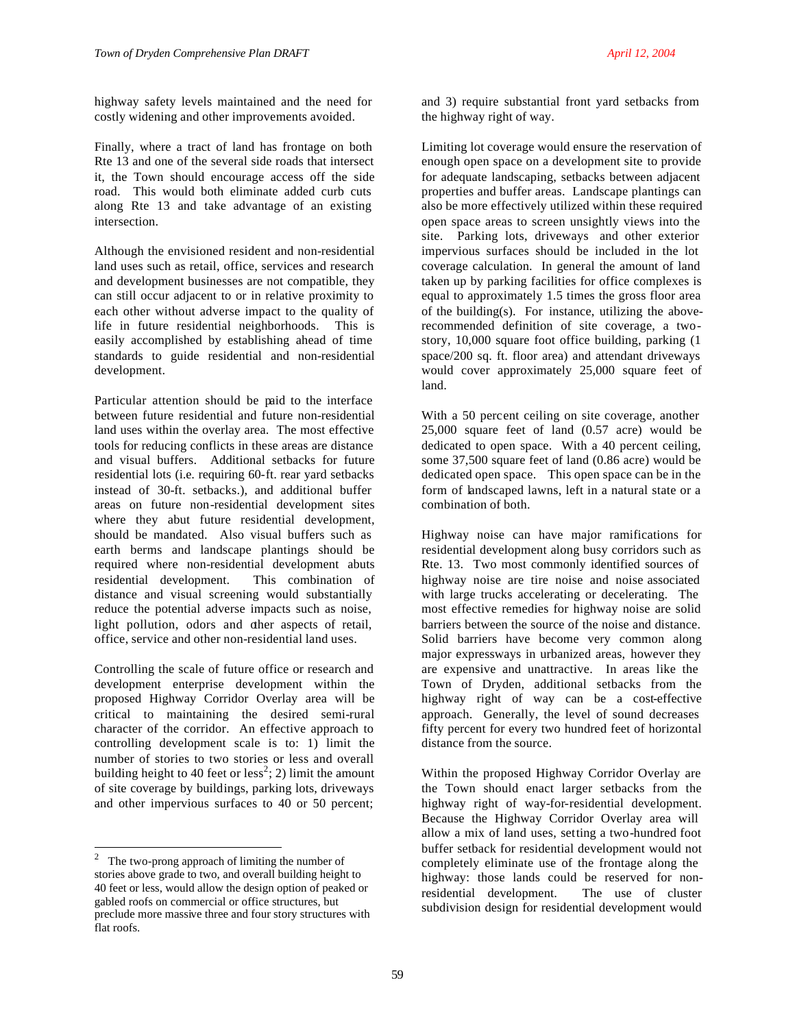highway safety levels maintained and the need for costly widening and other improvements avoided.

Finally, where a tract of land has frontage on both Rte 13 and one of the several side roads that intersect it, the Town should encourage access off the side road. This would both eliminate added curb cuts along Rte 13 and take advantage of an existing intersection.

Although the envisioned resident and non-residential land uses such as retail, office, services and research and development businesses are not compatible, they can still occur adjacent to or in relative proximity to each other without adverse impact to the quality of life in future residential neighborhoods. This is easily accomplished by establishing ahead of time standards to guide residential and non-residential development.

Particular attention should be paid to the interface between future residential and future non-residential land uses within the overlay area. The most effective tools for reducing conflicts in these areas are distance and visual buffers. Additional setbacks for future residential lots (i.e. requiring 60-ft. rear yard setbacks instead of 30-ft. setbacks.), and additional buffer areas on future non-residential development sites where they abut future residential development, should be mandated. Also visual buffers such as earth berms and landscape plantings should be required where non-residential development abuts residential development. This combination of distance and visual screening would substantially reduce the potential adverse impacts such as noise, light pollution, odors and other aspects of retail, office, service and other non-residential land uses.

Controlling the scale of future office or research and development enterprise development within the proposed Highway Corridor Overlay area will be critical to maintaining the desired semi-rural character of the corridor. An effective approach to controlling development scale is to: 1) limit the number of stories to two stories or less and overall building height to 40 feet or less[2]; 2) limit the amount of site coverage by buildings, parking lots, driveways and other impervious surfaces to 40 or 50 percent; and 3) require substantial front yard setbacks from the highway right of way.

Limiting lot coverage would ensure the reservation of enough open space on a development site to provide for adequate landscaping, setbacks between adjacent properties and buffer areas. Landscape plantings can also be more effectively utilized within these required open space areas to screen unsightly views into the site. Parking lots, driveways and other exterior impervious surfaces should be included in the lot coverage calculation. In general the amount of land taken up by parking facilities for office complexes is equal to approximately 1.5 times the gross floor area of the building(s). For instance, utilizing the above-recommended definition of site coverage, a two-story, 10,000 square foot office building, parking (1 space/200 sq. ft. floor area) and attendant driveways would cover approximately 25,000 square feet of land.

With a 50 percent ceiling on site coverage, another 25,000 square feet of land (0.57 acre) would be dedicated to open space. With a 40 percent ceiling, some 37,500 square feet of land (0.86 acre) would be dedicated open space. This open space can be in the form of landscaped lawns, left in a natural state or a combination of both.

Highway noise can have major ramifications for residential development along busy corridors such as Rte. 13. Two most commonly identified sources of highway noise are tire noise and noise associated with large trucks accelerating or decelerating. The most effective remedies for highway noise are solid barriers between the source of the noise and distance. Solid barriers have become very common along major expressways in urbanized areas, however they are expensive and unattractive. In areas like the Town of Dryden, additional setbacks from the highway right of way can be a cost-effective approach. Generally, the level of sound decreases fifty percent for every two hundred feet of horizontal distance from the source.

Within the proposed Highway Corridor Overlay are the Town should enact larger setbacks from the highway right of way-for-residential development. Because the Highway Corridor Overlay area will allow a mix of land uses, setting a two-hundred foot buffer setback for residential development would not completely eliminate use of the frontage along the highway: those lands could be reserved for non-residential development. The use of cluster subdivision design for residential development would

---

[2] The two-prong approach of limiting the number of stories above grade to two, and overall building height to 40 feet or less, would allow the design option of peaked or gabled roofs on commercial or office structures, but preclude more massive three and four story structures with flat roofs.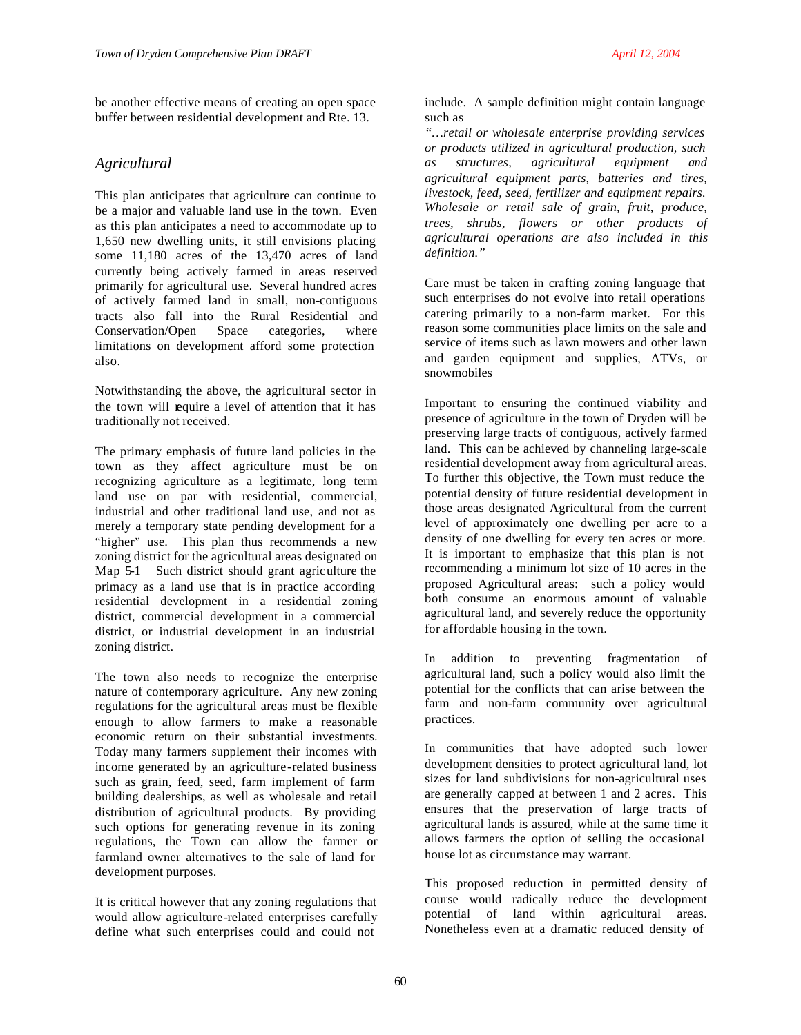be another effective means of creating an open space buffer between residential development and Rte. 13.

## *Agricultural*

This plan anticipates that agriculture can continue to be a major and valuable land use in the town. Even as this plan anticipates a need to accommodate up to 1,650 new dwelling units, it still envisions placing some 11,180 acres of the 13,470 acres of land currently being actively farmed in areas reserved primarily for agricultural use. Several hundred acres of actively farmed land in small, non-contiguous tracts also fall into the Rural Residential and Conservation/Open Space categories, where limitations on development afford some protection also.

Notwithstanding the above, the agricultural sector in the town will require a level of attention that it has traditionally not received.

The primary emphasis of future land policies in the town as they affect agriculture must be on recognizing agriculture as a legitimate, long term land use on par with residential, commercial, industrial and other traditional land use, and not as merely a temporary state pending development for a "higher" use. This plan thus recommends a new zoning district for the agricultural areas designated on Map 5-1 Such district should grant agriculture the primacy as a land use that is in practice according residential development in a residential zoning district, commercial development in a commercial district, or industrial development in an industrial zoning district.

The town also needs to recognize the enterprise nature of contemporary agriculture. Any new zoning regulations for the agricultural areas must be flexible enough to allow farmers to make a reasonable economic return on their substantial investments. Today many farmers supplement their incomes with income generated by an agriculture-related business such as grain, feed, seed, farm implement of farm building dealerships, as well as wholesale and retail distribution of agricultural products. By providing such options for generating revenue in its zoning regulations, the Town can allow the farmer or farmland owner alternatives to the sale of land for development purposes.

It is critical however that any zoning regulations that would allow agriculture-related enterprises carefully define what such enterprises could and could not include. A sample definition might contain language such as

*"…retail or wholesale enterprise providing services or products utilized in agricultural production, such as structures, agricultural equipment and agricultural equipment parts, batteries and tires, livestock, feed, seed, fertilizer and equipment repairs. Wholesale or retail sale of grain, fruit, produce, trees, shrubs, flowers or other products of agricultural operations are also included in this definition."*

Care must be taken in crafting zoning language that such enterprises do not evolve into retail operations catering primarily to a non-farm market. For this reason some communities place limits on the sale and service of items such as lawn mowers and other lawn and garden equipment and supplies, ATVs, or snowmobiles

Important to ensuring the continued viability and presence of agriculture in the town of Dryden will be preserving large tracts of contiguous, actively farmed land. This can be achieved by channeling large-scale residential development away from agricultural areas. To further this objective, the Town must reduce the potential density of future residential development in those areas designated Agricultural from the current level of approximately one dwelling per acre to a density of one dwelling for every ten acres or more. It is important to emphasize that this plan is not recommending a minimum lot size of 10 acres in the proposed Agricultural areas: such a policy would both consume an enormous amount of valuable agricultural land, and severely reduce the opportunity for affordable housing in the town.

In addition to preventing fragmentation of agricultural land, such a policy would also limit the potential for the conflicts that can arise between the farm and non-farm community over agricultural practices.

In communities that have adopted such lower development densities to protect agricultural land, lot sizes for land subdivisions for non-agricultural uses are generally capped at between 1 and 2 acres. This ensures that the preservation of large tracts of agricultural lands is assured, while at the same time it allows farmers the option of selling the occasional house lot as circumstance may warrant.

This proposed reduction in permitted density of course would radically reduce the development potential of land within agricultural areas. Nonetheless even at a dramatic reduced density of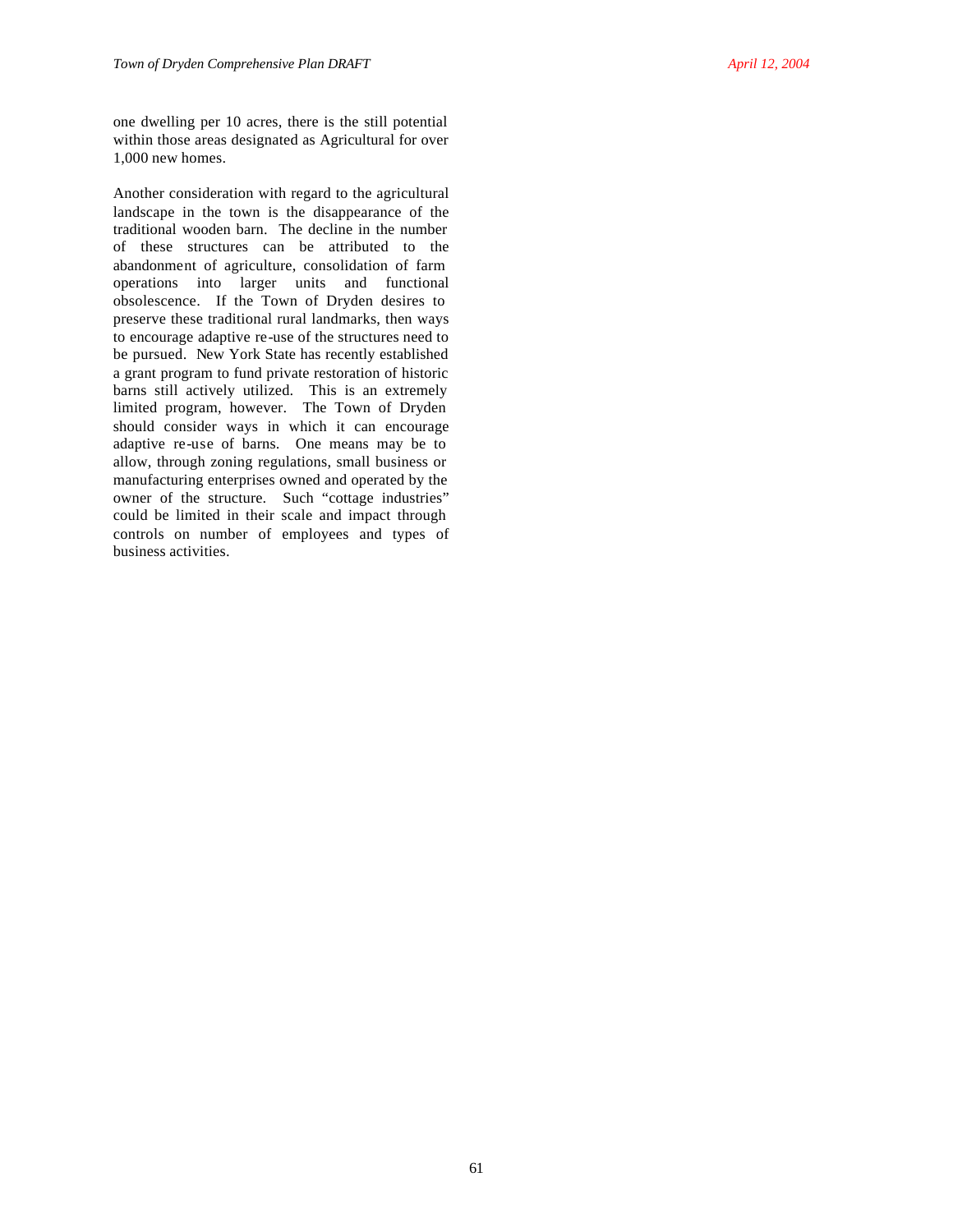one dwelling per 10 acres, there is the still potential within those areas designated as Agricultural for over 1,000 new homes.

Another consideration with regard to the agricultural landscape in the town is the disappearance of the traditional wooden barn. The decline in the number of these structures can be attributed to the abandonment of agriculture, consolidation of farm operations into larger units and functional obsolescence. If the Town of Dryden desires to preserve these traditional rural landmarks, then ways to encourage adaptive re-use of the structures need to be pursued. New York State has recently established a grant program to fund private restoration of historic barns still actively utilized. This is an extremely limited program, however. The Town of Dryden should consider ways in which it can encourage adaptive re-use of barns. One means may be to allow, through zoning regulations, small business or manufacturing enterprises owned and operated by the owner of the structure. Such "cottage industries" could be limited in their scale and impact through controls on number of employees and types of business activities.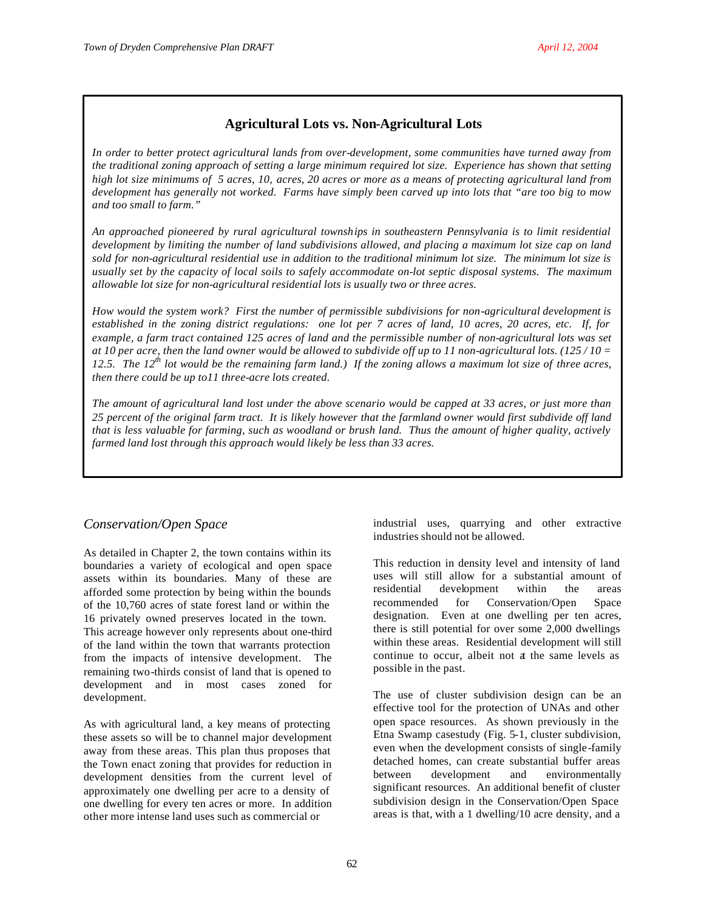## Agricultural Lots vs. Non-Agricultural Lots

*In order to better protect agricultural lands from over-development, some communities have turned away from the traditional zoning approach of setting a large minimum required lot size. Experience has shown that setting high lot size minimums of 5 acres, 10, acres, 20 acres or more as a means of protecting agricultural land from development has generally not worked. Farms have simply been carved up into lots that "are too big to mow and too small to farm."*

*An approached pioneered by rural agricultural townships in southeastern Pennsylvania is to limit residential development by limiting the number of land subdivisions allowed, and placing a maximum lot size cap on land sold for non-agricultural residential use in addition to the traditional minimum lot size. The minimum lot size is usually set by the capacity of local soils to safely accommodate on-lot septic disposal systems. The maximum allowable lot size for non-agricultural residential lots is usually two or three acres.*

*How would the system work? First the number of permissible subdivisions for non-agricultural development is established in the zoning district regulations: one lot per 7 acres of land, 10 acres, 20 acres, etc. If, for example, a farm tract contained 125 acres of land and the permissible number of non-agricultural lots was set at 10 per acre, then the land owner would be allowed to subdivide off up to 11 non-agricultural lots. (125 / 10 = 12.5. The 12th lot would be the remaining farm land.) If the zoning allows a maximum lot size of three acres, then there could be up to11 three-acre lots created.*

*The amount of agricultural land lost under the above scenario would be capped at 33 acres, or just more than 25 percent of the original farm tract. It is likely however that the farmland owner would first subdivide off land that is less valuable for farming, such as woodland or brush land. Thus the amount of higher quality, actively farmed land lost through this approach would likely be less than 33 acres.*

### *Conservation/Open Space*

As detailed in Chapter 2, the town contains within its boundaries a variety of ecological and open space assets within its boundaries. Many of these are afforded some protection by being within the bounds of the 10,760 acres of state forest land or within the 16 privately owned preserves located in the town. This acreage however only represents about one-third of the land within the town that warrants protection from the impacts of intensive development. The remaining two-thirds consist of land that is opened to development and in most cases zoned for development.

As with agricultural land, a key means of protecting these assets so will be to channel major development away from these areas. This plan thus proposes that the Town enact zoning that provides for reduction in development densities from the current level of approximately one dwelling per acre to a density of one dwelling for every ten acres or more. In addition other more intense land uses such as commercial or industrial uses, quarrying and other extractive industries should not be allowed.

This reduction in density level and intensity of land uses will still allow for a substantial amount of residential development within the areas recommended for Conservation/Open Space designation. Even at one dwelling per ten acres, there is still potential for over some 2,000 dwellings within these areas. Residential development will still continue to occur, albeit not at the same levels as possible in the past.

The use of cluster subdivision design can be an effective tool for the protection of UNAs and other open space resources. As shown previously in the Etna Swamp casestudy (Fig. 5-1, cluster subdivision, even when the development consists of single-family detached homes, can create substantial buffer areas between development and environmentally significant resources. An additional benefit of cluster subdivision design in the Conservation/Open Space areas is that, with a 1 dwelling/10 acre density, and a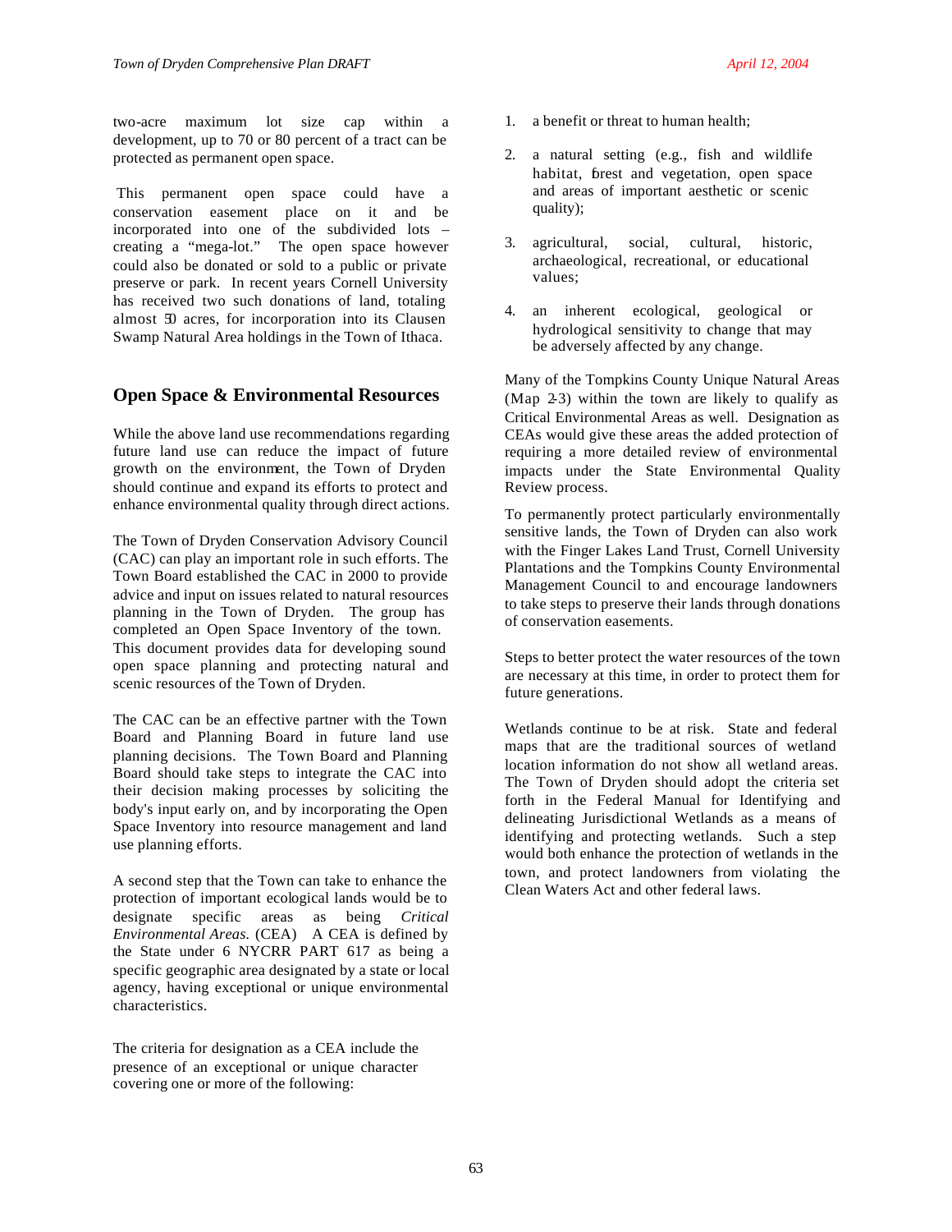two-acre maximum lot size cap within a development, up to 70 or 80 percent of a tract can be protected as permanent open space.

This permanent open space could have a conservation easement place on it and be incorporated into one of the subdivided lots – creating a "mega-lot." The open space however could also be donated or sold to a public or private preserve or park. In recent years Cornell University has received two such donations of land, totaling almost 50 acres, for incorporation into its Clausen Swamp Natural Area holdings in the Town of Ithaca.

## Open Space & Environmental Resources

While the above land use recommendations regarding future land use can reduce the impact of future growth on the environment, the Town of Dryden should continue and expand its efforts to protect and enhance environmental quality through direct actions.

The Town of Dryden Conservation Advisory Council (CAC) can play an important role in such efforts. The Town Board established the CAC in 2000 to provide advice and input on issues related to natural resources planning in the Town of Dryden. The group has completed an Open Space Inventory of the town. This document provides data for developing sound open space planning and protecting natural and scenic resources of the Town of Dryden.

The CAC can be an effective partner with the Town Board and Planning Board in future land use planning decisions. The Town Board and Planning Board should take steps to integrate the CAC into their decision making processes by soliciting the body's input early on, and by incorporating the Open Space Inventory into resource management and land use planning efforts.

A second step that the Town can take to enhance the protection of important ecological lands would be to designate specific areas as being *Critical Environmental Areas.* (CEA) A CEA is defined by the State under 6 NYCRR PART 617 as being a specific geographic area designated by a state or local agency, having exceptional or unique environmental characteristics.

The criteria for designation as a CEA include the presence of an exceptional or unique character covering one or more of the following:

1. a benefit or threat to human health;
2. a natural setting (e.g., fish and wildlife habitat, forest and vegetation, open space and areas of important aesthetic or scenic quality);
3. agricultural, social, cultural, historic, archaeological, recreational, or educational values;
4. an inherent ecological, geological or hydrological sensitivity to change that may be adversely affected by any change.

Many of the Tompkins County Unique Natural Areas (Map 2-3) within the town are likely to qualify as Critical Environmental Areas as well. Designation as CEAs would give these areas the added protection of requiring a more detailed review of environmental impacts under the State Environmental Quality Review process.

To permanently protect particularly environmentally sensitive lands, the Town of Dryden can also work with the Finger Lakes Land Trust, Cornell University Plantations and the Tompkins County Environmental Management Council to and encourage landowners to take steps to preserve their lands through donations of conservation easements.

Steps to better protect the water resources of the town are necessary at this time, in order to protect them for future generations.

Wetlands continue to be at risk. State and federal maps that are the traditional sources of wetland location information do not show all wetland areas. The Town of Dryden should adopt the criteria set forth in the Federal Manual for Identifying and delineating Jurisdictional Wetlands as a means of identifying and protecting wetlands. Such a step would both enhance the protection of wetlands in the town, and protect landowners from violating the Clean Waters Act and other federal laws.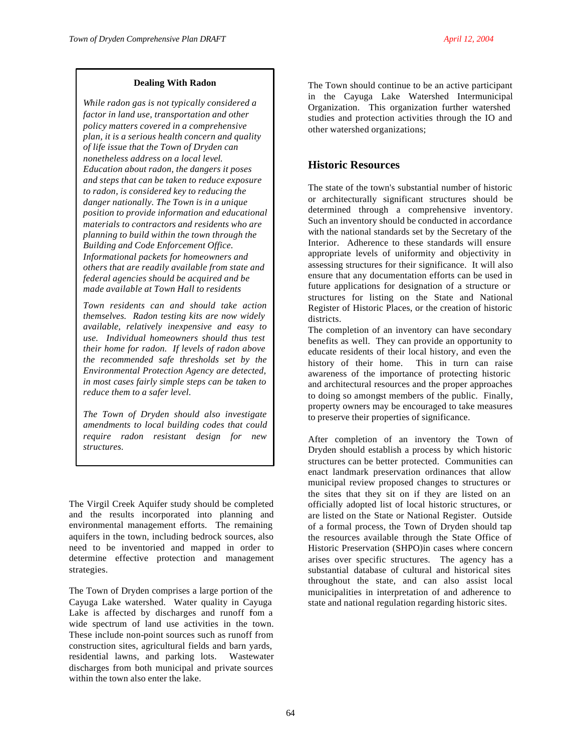**Dealing With Radon**

*While radon gas is not typically considered a factor in land use, transportation and other policy matters covered in a comprehensive plan, it is a serious health concern and quality of life issue that the Town of Dryden can nonetheless address on a local level. Education about radon, the dangers it poses and steps that can be taken to reduce exposure to radon, is considered key to reducing the danger nationally. The Town is in a unique position to provide information and educational materials to contractors and residents who are planning to build within the town through the Building and Code Enforcement Office. Informational packets for homeowners and others that are readily available from state and federal agencies should be acquired and be made available at Town Hall to residents*

*Town residents can and should take action themselves. Radon testing kits are now widely available, relatively inexpensive and easy to use. Individual homeowners should thus test their home for radon. If levels of radon above the recommended safe thresholds set by the Environmental Protection Agency are detected, in most cases fairly simple steps can be taken to reduce them to a safer level.*

*The Town of Dryden should also investigate amendments to local building codes that could require radon resistant design for new structures.*

The Virgil Creek Aquifer study should be completed and the results incorporated into planning and environmental management efforts. The remaining aquifers in the town, including bedrock sources, also need to be inventoried and mapped in order to determine effective protection and management strategies.

The Town of Dryden comprises a large portion of the Cayuga Lake watershed. Water quality in Cayuga Lake is affected by discharges and runoff fom a wide spectrum of land use activities in the town. These include non-point sources such as runoff from construction sites, agricultural fields and barn yards, residential lawns, and parking lots. Wastewater discharges from both municipal and private sources within the town also enter the lake.

The Town should continue to be an active participant in the Cayuga Lake Watershed Intermunicipal Organization. This organization further watershed studies and protection activities through the IO and other watershed organizations;

## Historic Resources

The state of the town's substantial number of historic or architecturally significant structures should be determined through a comprehensive inventory. Such an inventory should be conducted in accordance with the national standards set by the Secretary of the Interior. Adherence to these standards will ensure appropriate levels of uniformity and objectivity in assessing structures for their significance. It will also ensure that any documentation efforts can be used in future applications for designation of a structure or structures for listing on the State and National Register of Historic Places, or the creation of historic districts.

The completion of an inventory can have secondary benefits as well. They can provide an opportunity to educate residents of their local history, and even the history of their home. This in turn can raise awareness of the importance of protecting historic and architectural resources and the proper approaches to doing so amongst members of the public. Finally, property owners may be encouraged to take measures to preserve their properties of significance.

After completion of an inventory the Town of Dryden should establish a process by which historic structures can be better protected. Communities can enact landmark preservation ordinances that allow municipal review proposed changes to structures or the sites that they sit on if they are listed on an officially adopted list of local historic structures, or are listed on the State or National Register. Outside of a formal process, the Town of Dryden should tap the resources available through the State Office of Historic Preservation (SHPO)in cases where concern arises over specific structures. The agency has a substantial database of cultural and historical sites throughout the state, and can also assist local municipalities in interpretation of and adherence to state and national regulation regarding historic sites.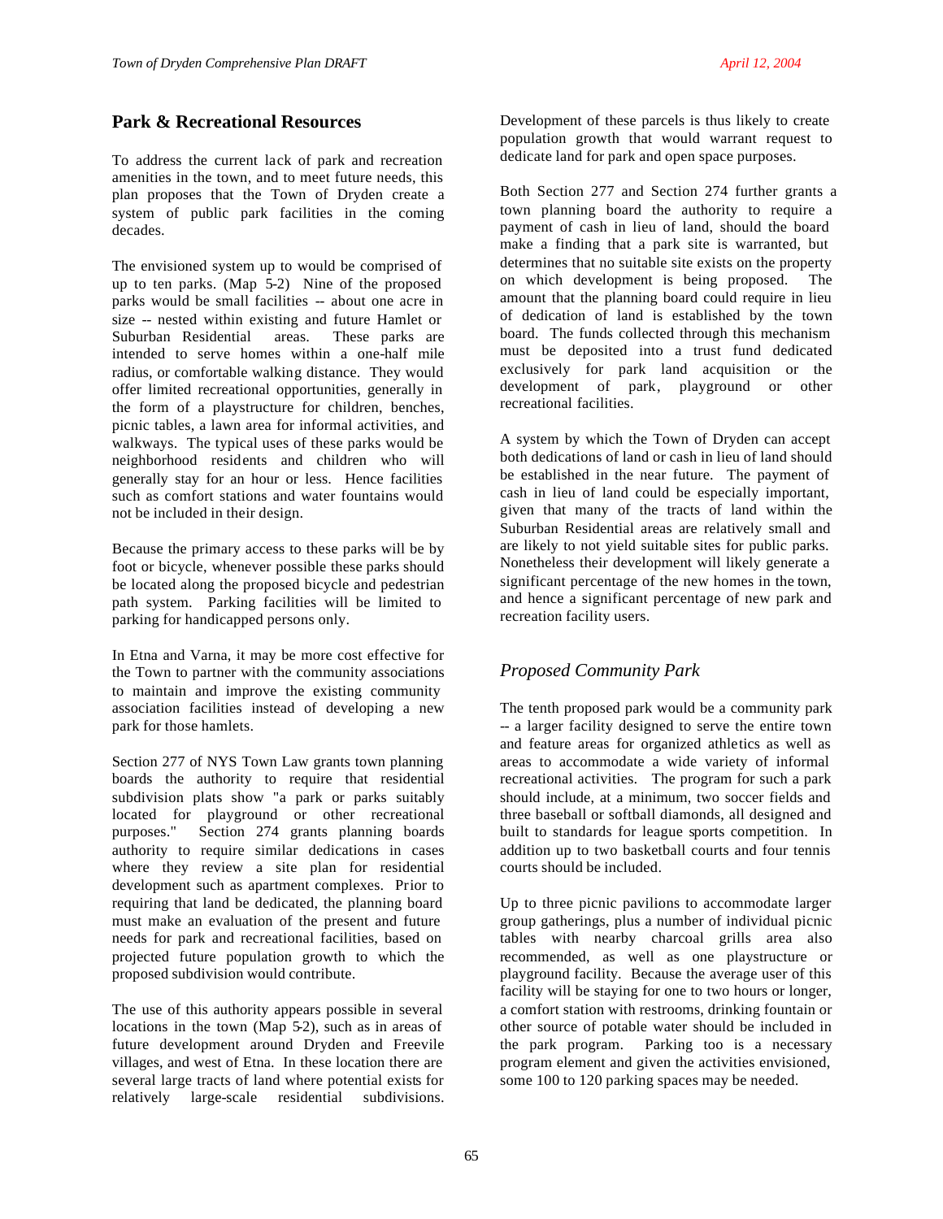## Park & Recreational Resources

To address the current lack of park and recreation amenities in the town, and to meet future needs, this plan proposes that the Town of Dryden create a system of public park facilities in the coming decades.

The envisioned system up to would be comprised of up to ten parks. (Map 5-2) Nine of the proposed parks would be small facilities -- about one acre in size -- nested within existing and future Hamlet or Suburban Residential areas. These parks are intended to serve homes within a one-half mile radius, or comfortable walking distance. They would offer limited recreational opportunities, generally in the form of a playstructure for children, benches, picnic tables, a lawn area for informal activities, and walkways. The typical uses of these parks would be neighborhood residents and children who will generally stay for an hour or less. Hence facilities such as comfort stations and water fountains would not be included in their design.

Because the primary access to these parks will be by foot or bicycle, whenever possible these parks should be located along the proposed bicycle and pedestrian path system. Parking facilities will be limited to parking for handicapped persons only.

In Etna and Varna, it may be more cost effective for the Town to partner with the community associations to maintain and improve the existing community association facilities instead of developing a new park for those hamlets.

Section 277 of NYS Town Law grants town planning boards the authority to require that residential subdivision plats show "a park or parks suitably located for playground or other recreational purposes." Section 274 grants planning boards authority to require similar dedications in cases where they review a site plan for residential development such as apartment complexes. Prior to requiring that land be dedicated, the planning board must make an evaluation of the present and future needs for park and recreational facilities, based on projected future population growth to which the proposed subdivision would contribute.

The use of this authority appears possible in several locations in the town (Map 5-2), such as in areas of future development around Dryden and Freevile villages, and west of Etna. In these location there are several large tracts of land where potential exists for relatively large-scale residential subdivisions. Development of these parcels is thus likely to create population growth that would warrant request to dedicate land for park and open space purposes.

Both Section 277 and Section 274 further grants a town planning board the authority to require a payment of cash in lieu of land, should the board make a finding that a park site is warranted, but determines that no suitable site exists on the property on which development is being proposed. The amount that the planning board could require in lieu of dedication of land is established by the town board. The funds collected through this mechanism must be deposited into a trust fund dedicated exclusively for park land acquisition or the development of park, playground or other recreational facilities.

A system by which the Town of Dryden can accept both dedications of land or cash in lieu of land should be established in the near future. The payment of cash in lieu of land could be especially important, given that many of the tracts of land within the Suburban Residential areas are relatively small and are likely to not yield suitable sites for public parks. Nonetheless their development will likely generate a significant percentage of the new homes in the town, and hence a significant percentage of new park and recreation facility users.

### *Proposed Community Park*

The tenth proposed park would be a community park -- a larger facility designed to serve the entire town and feature areas for organized athletics as well as areas to accommodate a wide variety of informal recreational activities. The program for such a park should include, at a minimum, two soccer fields and three baseball or softball diamonds, all designed and built to standards for league sports competition. In addition up to two basketball courts and four tennis courts should be included.

Up to three picnic pavilions to accommodate larger group gatherings, plus a number of individual picnic tables with nearby charcoal grills area also recommended, as well as one playstructure or playground facility. Because the average user of this facility will be staying for one to two hours or longer, a comfort station with restrooms, drinking fountain or other source of potable water should be included in the park program. Parking too is a necessary program element and given the activities envisioned, some 100 to 120 parking spaces may be needed.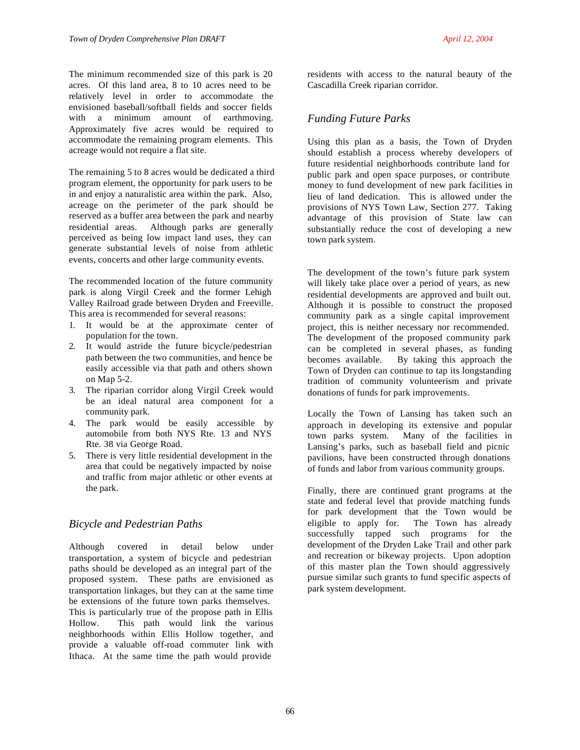The minimum recommended size of this park is 20 acres. Of this land area, 8 to 10 acres need to be relatively level in order to accommodate the envisioned baseball/softball fields and soccer fields with a minimum amount of earthmoving. Approximately five acres would be required to accommodate the remaining program elements. This acreage would not require a flat site.

The remaining 5 to 8 acres would be dedicated a third program element, the opportunity for park users to be in and enjoy a naturalistic area within the park. Also, acreage on the perimeter of the park should be reserved as a buffer area between the park and nearby residential areas. Although parks are generally perceived as being low impact land uses, they can generate substantial levels of noise from athletic events, concerts and other large community events.

The recommended location of the future community park is along Virgil Creek and the former Lehigh Valley Railroad grade between Dryden and Freeville. This area is recommended for several reasons:

1. It would be at the approximate center of population for the town.
2. It would astride the future bicycle/pedestrian path between the two communities, and hence be easily accessible via that path and others shown on Map 5-2.
3. The riparian corridor along Virgil Creek would be an ideal natural area component for a community park.
4. The park would be easily accessible by automobile from both NYS Rte. 13 and NYS Rte. 38 via George Road.
5. There is very little residential development in the area that could be negatively impacted by noise and traffic from major athletic or other events at the park.

### *Bicycle and Pedestrian Paths*

Although covered in detail below under transportation, a system of bicycle and pedestrian paths should be developed as an integral part of the proposed system. These paths are envisioned as transportation linkages, but they can at the same time be extensions of the future town parks themselves. This is particularly true of the propose path in Ellis Hollow. This path would link the various neighborhoods within Ellis Hollow together, and provide a valuable off-road commuter link with Ithaca. At the same time the path would provide residents with access to the natural beauty of the Cascadilla Creek riparian corridor.

### *Funding Future Parks*

Using this plan as a basis, the Town of Dryden should establish a process whereby developers of future residential neighborhoods contribute land for public park and open space purposes, or contribute money to fund development of new park facilities in lieu of land dedication. This is allowed under the provisions of NYS Town Law, Section 277. Taking advantage of this provision of State law can substantially reduce the cost of developing a new town park system.

The development of the town's future park system will likely take place over a period of years, as new residential developments are approved and built out. Although it is possible to construct the proposed community park as a single capital improvement project, this is neither necessary nor recommended. The development of the proposed community park can be completed in several phases, as funding becomes available. By taking this approach the Town of Dryden can continue to tap its longstanding tradition of community volunteerism and private donations of funds for park improvements.

Locally the Town of Lansing has taken such an approach in developing its extensive and popular town parks system. Many of the facilities in Lansing's parks, such as baseball field and picnic pavilions, have been constructed through donations of funds and labor from various community groups.

Finally, there are continued grant programs at the state and federal level that provide matching funds for park development that the Town would be eligible to apply for. The Town has already successfully tapped such programs for the development of the Dryden Lake Trail and other park and recreation or bikeway projects. Upon adoption of this master plan the Town should aggressively pursue similar such grants to fund specific aspects of park system development.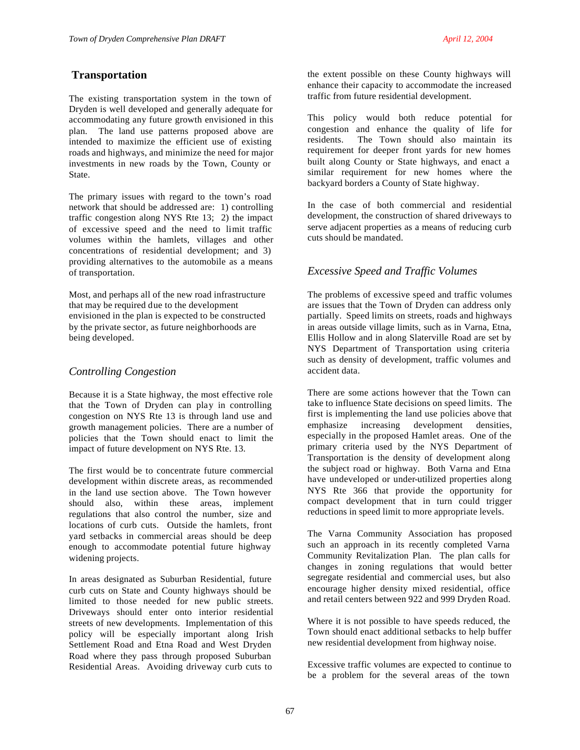## Transportation

The existing transportation system in the town of Dryden is well developed and generally adequate for accommodating any future growth envisioned in this plan. The land use patterns proposed above are intended to maximize the efficient use of existing roads and highways, and minimize the need for major investments in new roads by the Town, County or State.

The primary issues with regard to the town's road network that should be addressed are: 1) controlling traffic congestion along NYS Rte 13; 2) the impact of excessive speed and the need to limit traffic volumes within the hamlets, villages and other concentrations of residential development; and 3) providing alternatives to the automobile as a means of transportation.

Most, and perhaps all of the new road infrastructure that may be required due to the development envisioned in the plan is expected to be constructed by the private sector, as future neighborhoods are being developed.

### *Controlling Congestion*

Because it is a State highway, the most effective role that the Town of Dryden can play in controlling congestion on NYS Rte 13 is through land use and growth management policies. There are a number of policies that the Town should enact to limit the impact of future development on NYS Rte. 13.

The first would be to concentrate future commercial development within discrete areas, as recommended in the land use section above. The Town however should also, within these areas, implement regulations that also control the number, size and locations of curb cuts. Outside the hamlets, front yard setbacks in commercial areas should be deep enough to accommodate potential future highway widening projects.

In areas designated as Suburban Residential, future curb cuts on State and County highways should be limited to those needed for new public streets. Driveways should enter onto interior residential streets of new developments. Implementation of this policy will be especially important along Irish Settlement Road and Etna Road and West Dryden Road where they pass through proposed Suburban Residential Areas. Avoiding driveway curb cuts to the extent possible on these County highways will enhance their capacity to accommodate the increased traffic from future residential development.

This policy would both reduce potential for congestion and enhance the quality of life for residents. The Town should also maintain its requirement for deeper front yards for new homes built along County or State highways, and enact a similar requirement for new homes where the backyard borders a County of State highway.

In the case of both commercial and residential development, the construction of shared driveways to serve adjacent properties as a means of reducing curb cuts should be mandated.

### *Excessive Speed and Traffic Volumes*

The problems of excessive speed and traffic volumes are issues that the Town of Dryden can address only partially. Speed limits on streets, roads and highways in areas outside village limits, such as in Varna, Etna, Ellis Hollow and in along Slaterville Road are set by NYS Department of Transportation using criteria such as density of development, traffic volumes and accident data.

There are some actions however that the Town can take to influence State decisions on speed limits. The first is implementing the land use policies above that emphasize increasing development densities, especially in the proposed Hamlet areas. One of the primary criteria used by the NYS Department of Transportation is the density of development along the subject road or highway. Both Varna and Etna have undeveloped or under-utilized properties along NYS Rte 366 that provide the opportunity for compact development that in turn could trigger reductions in speed limit to more appropriate levels.

The Varna Community Association has proposed such an approach in its recently completed Varna Community Revitalization Plan. The plan calls for changes in zoning regulations that would better segregate residential and commercial uses, but also encourage higher density mixed residential, office and retail centers between 922 and 999 Dryden Road.

Where it is not possible to have speeds reduced, the Town should enact additional setbacks to help buffer new residential development from highway noise.

Excessive traffic volumes are expected to continue to be a problem for the several areas of the town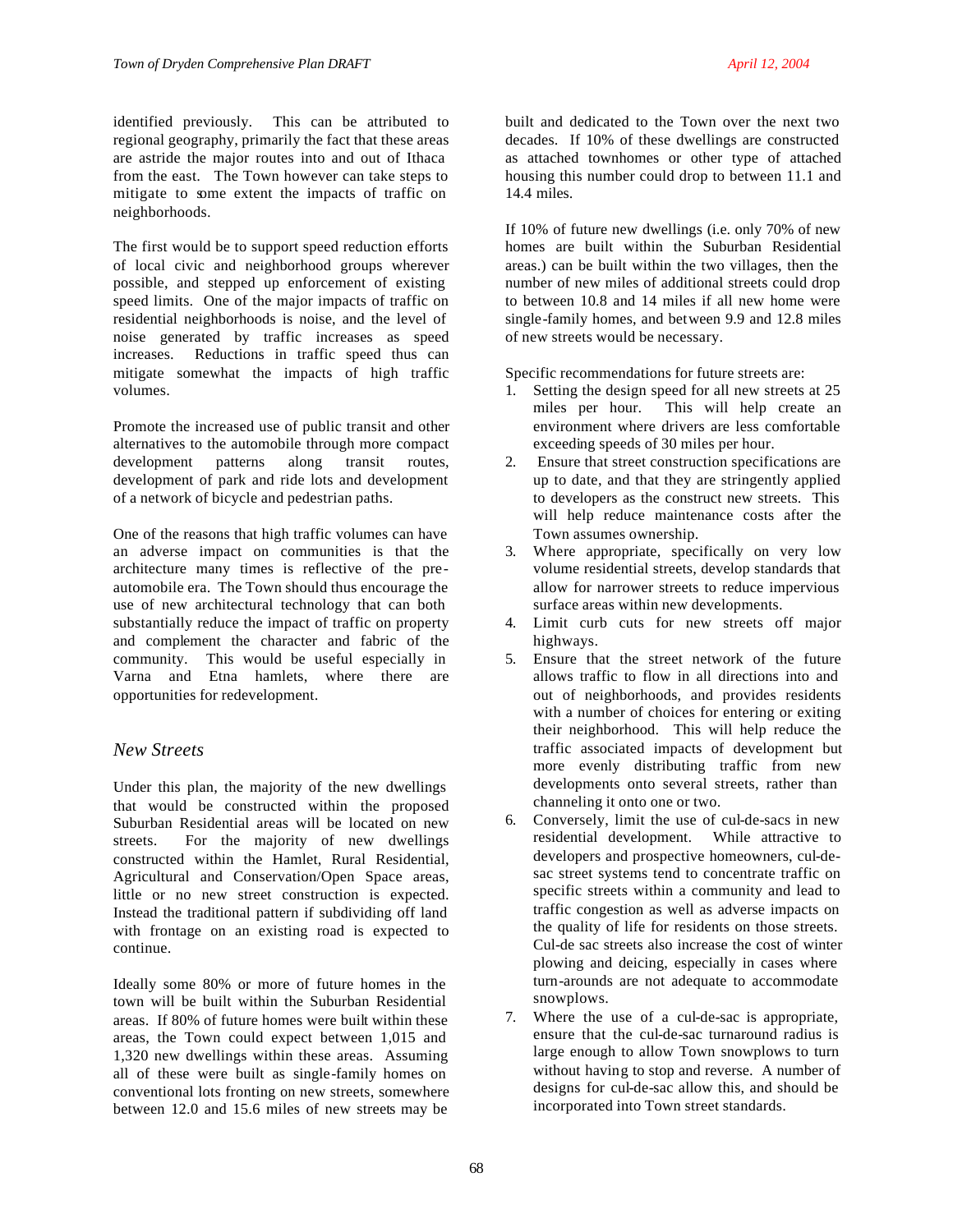identified previously. This can be attributed to regional geography, primarily the fact that these areas are astride the major routes into and out of Ithaca from the east. The Town however can take steps to mitigate to some extent the impacts of traffic on neighborhoods.

The first would be to support speed reduction efforts of local civic and neighborhood groups wherever possible, and stepped up enforcement of existing speed limits. One of the major impacts of traffic on residential neighborhoods is noise, and the level of noise generated by traffic increases as speed increases. Reductions in traffic speed thus can mitigate somewhat the impacts of high traffic volumes.

Promote the increased use of public transit and other alternatives to the automobile through more compact development patterns along transit routes, development of park and ride lots and development of a network of bicycle and pedestrian paths.

One of the reasons that high traffic volumes can have an adverse impact on communities is that the architecture many times is reflective of the pre-automobile era. The Town should thus encourage the use of new architectural technology that can both substantially reduce the impact of traffic on property and complement the character and fabric of the community. This would be useful especially in Varna and Etna hamlets, where there are opportunities for redevelopment.

## *New Streets*

Under this plan, the majority of the new dwellings that would be constructed within the proposed Suburban Residential areas will be located on new streets. For the majority of new dwellings constructed within the Hamlet, Rural Residential, Agricultural and Conservation/Open Space areas, little or no new street construction is expected. Instead the traditional pattern if subdividing off land with frontage on an existing road is expected to continue.

Ideally some 80% or more of future homes in the town will be built within the Suburban Residential areas. If 80% of future homes were built within these areas, the Town could expect between 1,015 and 1,320 new dwellings within these areas. Assuming all of these were built as single-family homes on conventional lots fronting on new streets, somewhere between 12.0 and 15.6 miles of new streets may be built and dedicated to the Town over the next two decades. If 10% of these dwellings are constructed as attached townhomes or other type of attached housing this number could drop to between 11.1 and 14.4 miles.

If 10% of future new dwellings (i.e. only 70% of new homes are built within the Suburban Residential areas.) can be built within the two villages, then the number of new miles of additional streets could drop to between 10.8 and 14 miles if all new home were single-family homes, and between 9.9 and 12.8 miles of new streets would be necessary.

Specific recommendations for future streets are:

1. Setting the design speed for all new streets at 25 miles per hour. This will help create an environment where drivers are less comfortable exceeding speeds of 30 miles per hour.
2. Ensure that street construction specifications are up to date, and that they are stringently applied to developers as the construct new streets. This will help reduce maintenance costs after the Town assumes ownership.
3. Where appropriate, specifically on very low volume residential streets, develop standards that allow for narrower streets to reduce impervious surface areas within new developments.
4. Limit curb cuts for new streets off major highways.
5. Ensure that the street network of the future allows traffic to flow in all directions into and out of neighborhoods, and provides residents with a number of choices for entering or exiting their neighborhood. This will help reduce the traffic associated impacts of development but more evenly distributing traffic from new developments onto several streets, rather than channeling it onto one or two.
6. Conversely, limit the use of cul-de-sacs in new residential development. While attractive to developers and prospective homeowners, cul-de-sac street systems tend to concentrate traffic on specific streets within a community and lead to traffic congestion as well as adverse impacts on the quality of life for residents on those streets. Cul-de sac streets also increase the cost of winter plowing and deicing, especially in cases where turn-arounds are not adequate to accommodate snowplows.
7. Where the use of a cul-de-sac is appropriate, ensure that the cul-de-sac turnaround radius is large enough to allow Town snowplows to turn without having to stop and reverse. A number of designs for cul-de-sac allow this, and should be incorporated into Town street standards.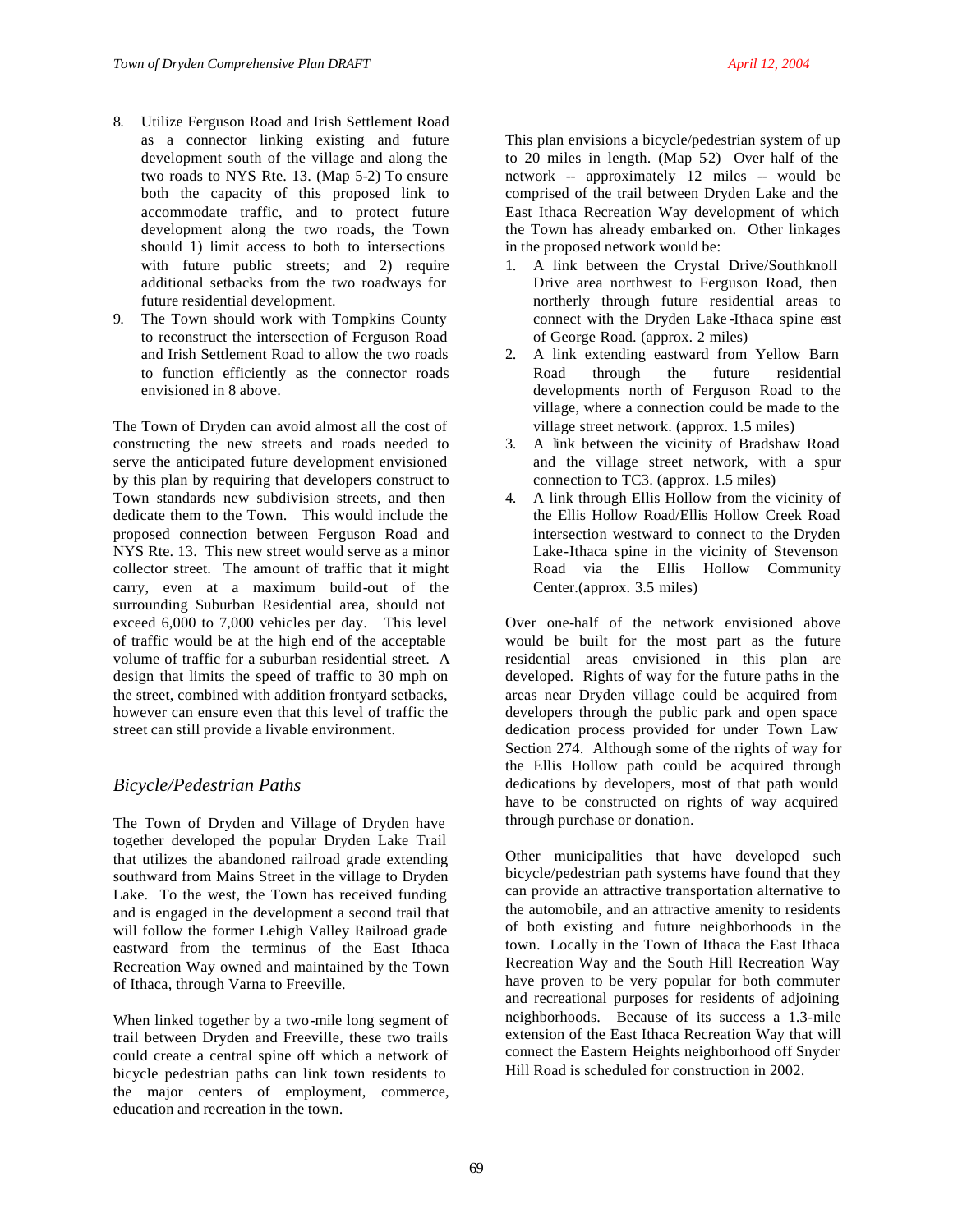8. Utilize Ferguson Road and Irish Settlement Road as a connector linking existing and future development south of the village and along the two roads to NYS Rte. 13. (Map 5-2) To ensure both the capacity of this proposed link to accommodate traffic, and to protect future development along the two roads, the Town should 1) limit access to both to intersections with future public streets; and 2) require additional setbacks from the two roadways for future residential development.
9. The Town should work with Tompkins County to reconstruct the intersection of Ferguson Road and Irish Settlement Road to allow the two roads to function efficiently as the connector roads envisioned in 8 above.

The Town of Dryden can avoid almost all the cost of constructing the new streets and roads needed to serve the anticipated future development envisioned by this plan by requiring that developers construct to Town standards new subdivision streets, and then dedicate them to the Town. This would include the proposed connection between Ferguson Road and NYS Rte. 13. This new street would serve as a minor collector street. The amount of traffic that it might carry, even at a maximum build-out of the surrounding Suburban Residential area, should not exceed 6,000 to 7,000 vehicles per day. This level of traffic would be at the high end of the acceptable volume of traffic for a suburban residential street. A design that limits the speed of traffic to 30 mph on the street, combined with addition frontyard setbacks, however can ensure even that this level of traffic the street can still provide a livable environment.

## *Bicycle/Pedestrian Paths*

The Town of Dryden and Village of Dryden have together developed the popular Dryden Lake Trail that utilizes the abandoned railroad grade extending southward from Mains Street in the village to Dryden Lake. To the west, the Town has received funding and is engaged in the development a second trail that will follow the former Lehigh Valley Railroad grade eastward from the terminus of the East Ithaca Recreation Way owned and maintained by the Town of Ithaca, through Varna to Freeville.

When linked together by a two-mile long segment of trail between Dryden and Freeville, these two trails could create a central spine off which a network of bicycle pedestrian paths can link town residents to the major centers of employment, commerce, education and recreation in the town.

This plan envisions a bicycle/pedestrian system of up to 20 miles in length. (Map 5-2) Over half of the network -- approximately 12 miles -- would be comprised of the trail between Dryden Lake and the East Ithaca Recreation Way development of which the Town has already embarked on. Other linkages in the proposed network would be:

1. A link between the Crystal Drive/Southknoll Drive area northwest to Ferguson Road, then northerly through future residential areas to connect with the Dryden Lake-Ithaca spine east of George Road. (approx. 2 miles)
2. A link extending eastward from Yellow Barn Road through the future residential developments north of Ferguson Road to the village, where a connection could be made to the village street network. (approx. 1.5 miles)
3. A link between the vicinity of Bradshaw Road and the village street network, with a spur connection to TC3. (approx. 1.5 miles)
4. A link through Ellis Hollow from the vicinity of the Ellis Hollow Road/Ellis Hollow Creek Road intersection westward to connect to the Dryden Lake-Ithaca spine in the vicinity of Stevenson Road via the Ellis Hollow Community Center.(approx. 3.5 miles)

Over one-half of the network envisioned above would be built for the most part as the future residential areas envisioned in this plan are developed. Rights of way for the future paths in the areas near Dryden village could be acquired from developers through the public park and open space dedication process provided for under Town Law Section 274. Although some of the rights of way for the Ellis Hollow path could be acquired through dedications by developers, most of that path would have to be constructed on rights of way acquired through purchase or donation.

Other municipalities that have developed such bicycle/pedestrian path systems have found that they can provide an attractive transportation alternative to the automobile, and an attractive amenity to residents of both existing and future neighborhoods in the town. Locally in the Town of Ithaca the East Ithaca Recreation Way and the South Hill Recreation Way have proven to be very popular for both commuter and recreational purposes for residents of adjoining neighborhoods. Because of its success a 1.3-mile extension of the East Ithaca Recreation Way that will connect the Eastern Heights neighborhood off Snyder Hill Road is scheduled for construction in 2002.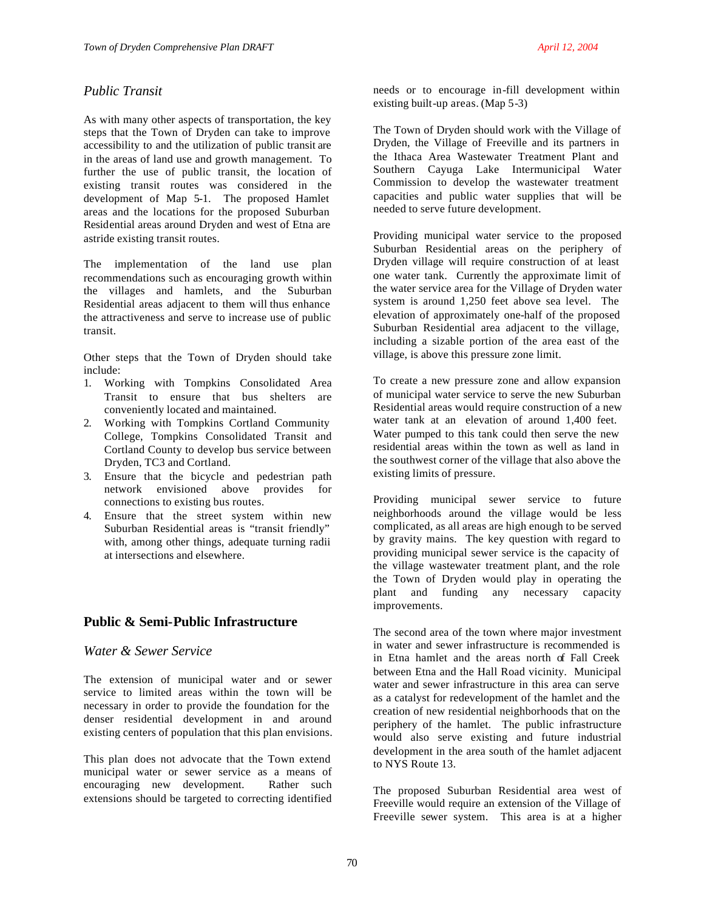### *Public Transit*

As with many other aspects of transportation, the key steps that the Town of Dryden can take to improve accessibility to and the utilization of public transit are in the areas of land use and growth management. To further the use of public transit, the location of existing transit routes was considered in the development of Map 5-1. The proposed Hamlet areas and the locations for the proposed Suburban Residential areas around Dryden and west of Etna are astride existing transit routes.

The implementation of the land use plan recommendations such as encouraging growth within the villages and hamlets, and the Suburban Residential areas adjacent to them will thus enhance the attractiveness and serve to increase use of public transit.

Other steps that the Town of Dryden should take include:

1. Working with Tompkins Consolidated Area Transit to ensure that bus shelters are conveniently located and maintained.
2. Working with Tompkins Cortland Community College, Tompkins Consolidated Transit and Cortland County to develop bus service between Dryden, TC3 and Cortland.
3. Ensure that the bicycle and pedestrian path network envisioned above provides for connections to existing bus routes.
4. Ensure that the street system within new Suburban Residential areas is "transit friendly" with, among other things, adequate turning radii at intersections and elsewhere.

## Public & Semi-Public Infrastructure

### *Water & Sewer Service*

The extension of municipal water and or sewer service to limited areas within the town will be necessary in order to provide the foundation for the denser residential development in and around existing centers of population that this plan envisions.

This plan does not advocate that the Town extend municipal water or sewer service as a means of encouraging new development. Rather such extensions should be targeted to correcting identified needs or to encourage in-fill development within existing built-up areas. (Map 5-3)

The Town of Dryden should work with the Village of Dryden, the Village of Freeville and its partners in the Ithaca Area Wastewater Treatment Plant and Southern Cayuga Lake Intermunicipal Water Commission to develop the wastewater treatment capacities and public water supplies that will be needed to serve future development.

Providing municipal water service to the proposed Suburban Residential areas on the periphery of Dryden village will require construction of at least one water tank. Currently the approximate limit of the water service area for the Village of Dryden water system is around 1,250 feet above sea level. The elevation of approximately one-half of the proposed Suburban Residential area adjacent to the village, including a sizable portion of the area east of the village, is above this pressure zone limit.

To create a new pressure zone and allow expansion of municipal water service to serve the new Suburban Residential areas would require construction of a new water tank at an elevation of around 1,400 feet. Water pumped to this tank could then serve the new residential areas within the town as well as land in the southwest corner of the village that also above the existing limits of pressure.

Providing municipal sewer service to future neighborhoods around the village would be less complicated, as all areas are high enough to be served by gravity mains. The key question with regard to providing municipal sewer service is the capacity of the village wastewater treatment plant, and the role the Town of Dryden would play in operating the plant and funding any necessary capacity improvements.

The second area of the town where major investment in water and sewer infrastructure is recommended is in Etna hamlet and the areas north of Fall Creek between Etna and the Hall Road vicinity. Municipal water and sewer infrastructure in this area can serve as a catalyst for redevelopment of the hamlet and the creation of new residential neighborhoods that on the periphery of the hamlet. The public infrastructure would also serve existing and future industrial development in the area south of the hamlet adjacent to NYS Route 13.

The proposed Suburban Residential area west of Freeville would require an extension of the Village of Freeville sewer system. This area is at a higher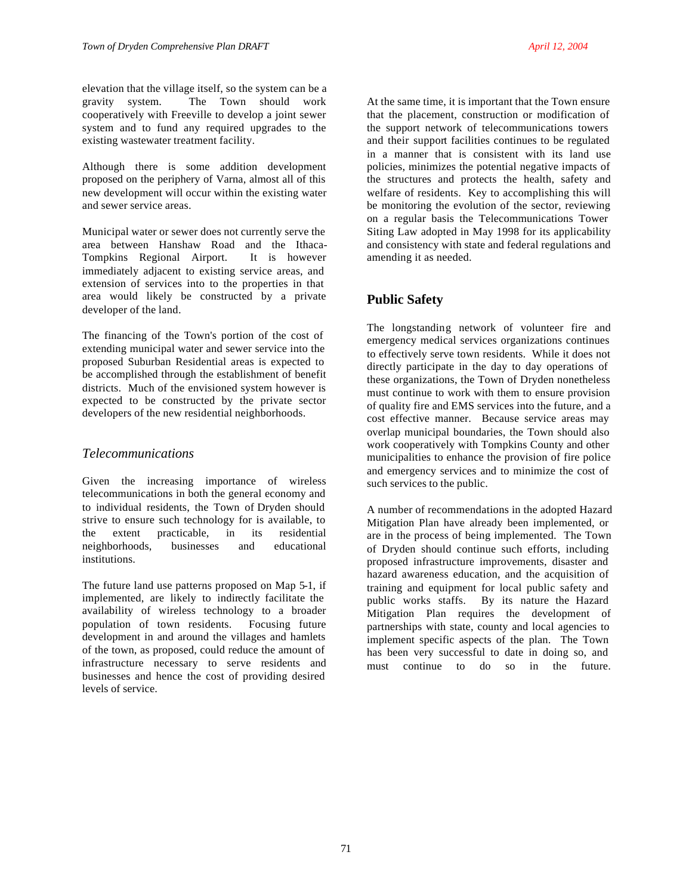elevation that the village itself, so the system can be a gravity system. The Town should work cooperatively with Freeville to develop a joint sewer system and to fund any required upgrades to the existing wastewater treatment facility.

Although there is some addition development proposed on the periphery of Varna, almost all of this new development will occur within the existing water and sewer service areas.

Municipal water or sewer does not currently serve the area between Hanshaw Road and the Ithaca-Tompkins Regional Airport. It is however immediately adjacent to existing service areas, and extension of services into to the properties in that area would likely be constructed by a private developer of the land.

The financing of the Town's portion of the cost of extending municipal water and sewer service into the proposed Suburban Residential areas is expected to be accomplished through the establishment of benefit districts. Much of the envisioned system however is expected to be constructed by the private sector developers of the new residential neighborhoods.

### *Telecommunications*

Given the increasing importance of wireless telecommunications in both the general economy and to individual residents, the Town of Dryden should strive to ensure such technology for is available, to the extent practicable, in its residential neighborhoods, businesses and educational institutions.

The future land use patterns proposed on Map 5-1, if implemented, are likely to indirectly facilitate the availability of wireless technology to a broader population of town residents. Focusing future development in and around the villages and hamlets of the town, as proposed, could reduce the amount of infrastructure necessary to serve residents and businesses and hence the cost of providing desired levels of service.

At the same time, it is important that the Town ensure that the placement, construction or modification of the support network of telecommunications towers and their support facilities continues to be regulated in a manner that is consistent with its land use policies, minimizes the potential negative impacts of the structures and protects the health, safety and welfare of residents. Key to accomplishing this will be monitoring the evolution of the sector, reviewing on a regular basis the Telecommunications Tower Siting Law adopted in May 1998 for its applicability and consistency with state and federal regulations and amending it as needed.

## Public Safety

The longstanding network of volunteer fire and emergency medical services organizations continues to effectively serve town residents. While it does not directly participate in the day to day operations of these organizations, the Town of Dryden nonetheless must continue to work with them to ensure provision of quality fire and EMS services into the future, and a cost effective manner. Because service areas may overlap municipal boundaries, the Town should also work cooperatively with Tompkins County and other municipalities to enhance the provision of fire police and emergency services and to minimize the cost of such services to the public.

A number of recommendations in the adopted Hazard Mitigation Plan have already been implemented, or are in the process of being implemented. The Town of Dryden should continue such efforts, including proposed infrastructure improvements, disaster and hazard awareness education, and the acquisition of training and equipment for local public safety and public works staffs. By its nature the Hazard Mitigation Plan requires the development of partnerships with state, county and local agencies to implement specific aspects of the plan. The Town has been very successful to date in doing so, and must continue to do so in the future.